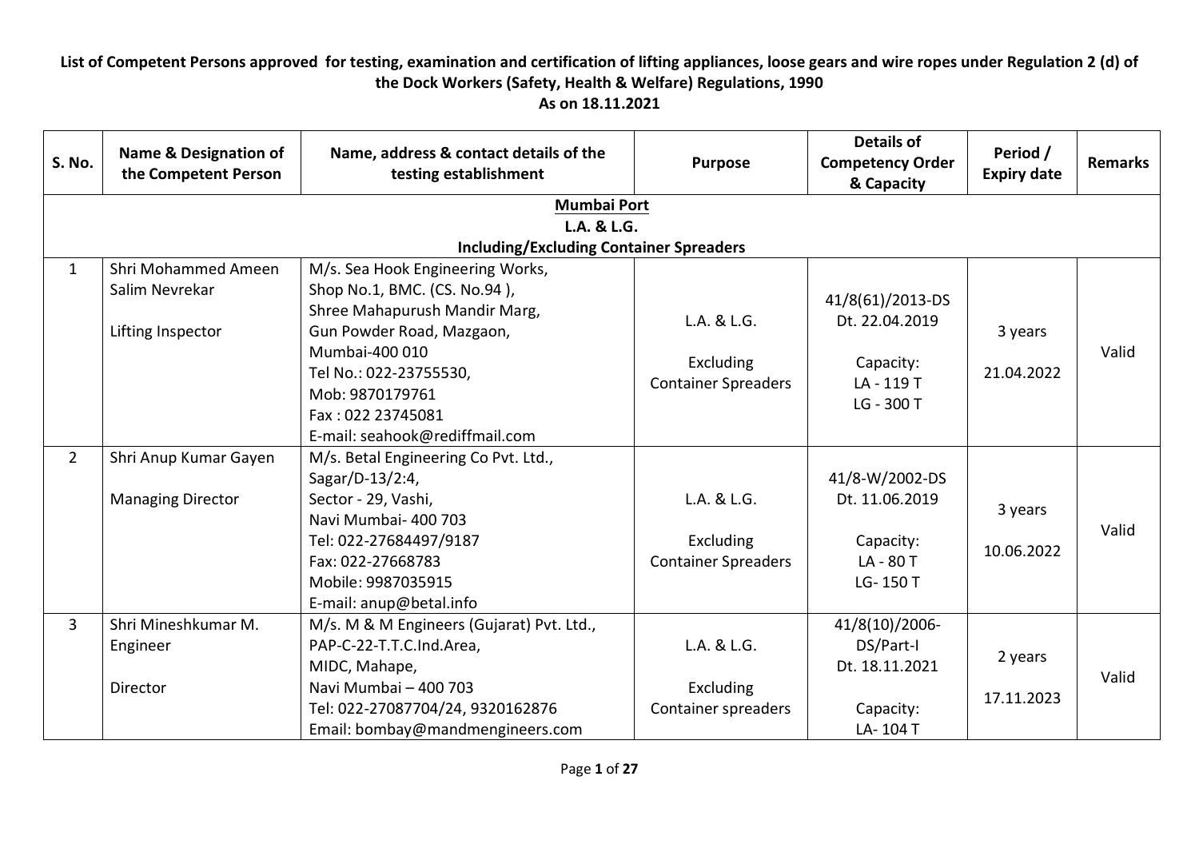# List of Competent Persons approved for testing, examination and certification of lifting appliances, loose gears and wire ropes under Regulation 2 (d) of the Dock Workers (Safety, Health & Welfare) Regulations, 1990

**As on 18.11.2021**

| S. No. | Name & Designation of the Competent Person | Name, address & contact details of the testing establishment | Purpose | Details of Competency Order & Capacity | Period / Expiry date | Remarks |
|---|---|---|---|---|---|---|
| **Mumbai Port**<br>**L.A. & L.G.**<br>**Including/Excluding Container Spreaders** | | | | | | |
| 1 | Shri Mohammed Ameen Salim Nevrekar<br><br>Lifting Inspector | M/s. Sea Hook Engineering Works,<br>Shop No.1, BMC. (CS. No.94 ),<br>Shree Mahapurush Mandir Marg,<br>Gun Powder Road, Mazgaon,<br>Mumbai-400 010<br>Tel No.: 022-23755530,<br>Mob: 9870179761<br>Fax : 022 23745081<br>E-mail: seahook@rediffmail.com | L.A. & L.G.<br><br>Excluding Container Spreaders | 41/8(61)/2013-DS<br>Dt. 22.04.2019<br><br>Capacity:<br>LA - 119 T<br>LG - 300 T | 3 years<br><br>21.04.2022 | Valid |
| 2 | Shri Anup Kumar Gayen<br><br>Managing Director | M/s. Betal Engineering Co Pvt. Ltd.,<br>Sagar/D-13/2:4,<br>Sector - 29, Vashi,<br>Navi Mumbai- 400 703<br>Tel: 022-27684497/9187<br>Fax: 022-27668783<br>Mobile: 9987035915<br>E-mail: anup@betal.info | L.A. & L.G.<br><br>Excluding Container Spreaders | 41/8-W/2002-DS<br>Dt. 11.06.2019<br><br>Capacity:<br>LA - 80 T<br>LG- 150 T | 3 years<br><br>10.06.2022 | Valid |
| 3 | Shri Mineshkumar M. Engineer<br><br>Director | M/s. M & M Engineers (Gujarat) Pvt. Ltd.,<br>PAP-C-22-T.T.C.Ind.Area,<br>MIDC, Mahape,<br>Navi Mumbai – 400 703<br>Tel: 022-27087704/24, 9320162876<br>Email: bombay@mandmengineers.com | L.A. & L.G.<br><br>Excluding Container spreaders | 41/8(10)/2006-DS/Part-I<br>Dt. 18.11.2021<br><br>Capacity:<br>LA- 104 T | 2 years<br><br>17.11.2023 | Valid |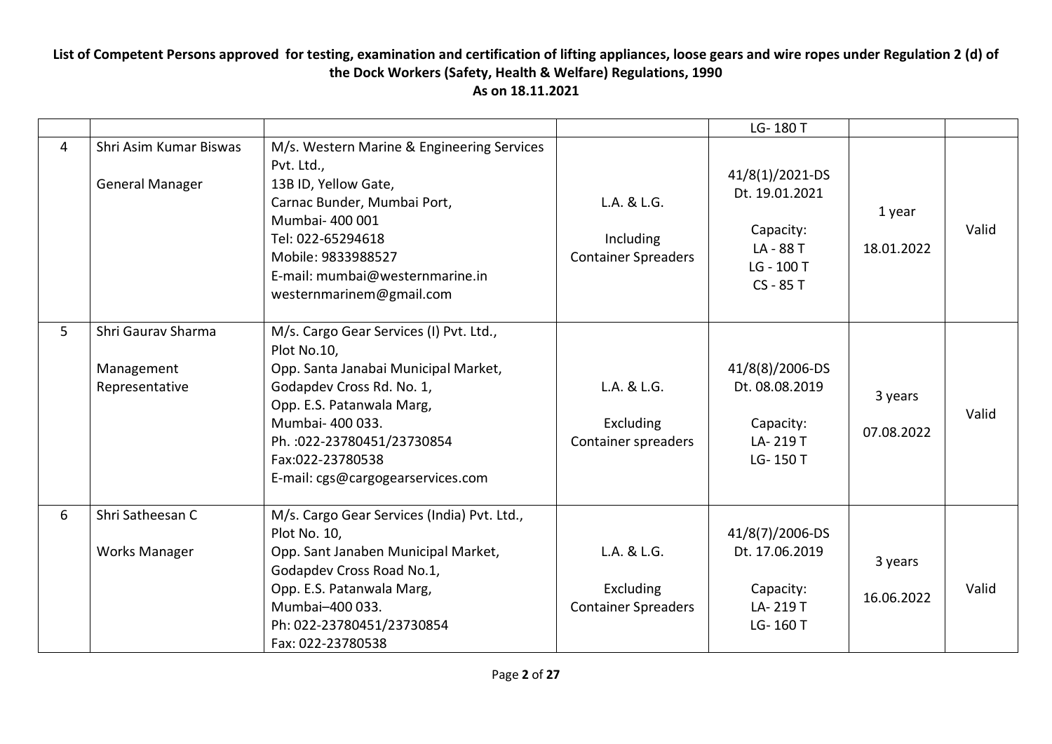# List of Competent Persons approved for testing, examination and certification of lifting appliances, loose gears and wire ropes under Regulation 2 (d) of the Dock Workers (Safety, Health & Welfare) Regulations, 1990

## As on 18.11.2021

| | | | | | | |
|---|---|---|---|---|---|---|
| | | | | LG- 180 T | | |
| 4 | Shri Asim Kumar Biswas<br><br>General Manager | M/s. Western Marine & Engineering Services Pvt. Ltd.,<br>13B ID, Yellow Gate,<br>Carnac Bunder, Mumbai Port,<br>Mumbai- 400 001<br>Tel: 022-65294618<br>Mobile: 9833988527<br>E-mail: mumbai@westernmarine.in<br>westernmarinem@gmail.com | L.A. & L.G.<br><br>Including<br>Container Spreaders | 41/8(1)/2021-DS<br>Dt. 19.01.2021<br><br>Capacity:<br>LA - 88 T<br>LG - 100 T<br>CS - 85 T | 1 year<br><br>18.01.2022 | Valid |
| 5 | Shri Gaurav Sharma<br><br>Management Representative | M/s. Cargo Gear Services (I) Pvt. Ltd.,<br>Plot No.10,<br>Opp. Santa Janabai Municipal Market,<br>Godapdev Cross Rd. No. 1,<br>Opp. E.S. Patanwala Marg,<br>Mumbai- 400 033.<br>Ph. :022-23780451/23730854<br>Fax:022-23780538<br>E-mail: cgs@cargogearservices.com | L.A. & L.G.<br><br>Excluding<br>Container spreaders | 41/8(8)/2006-DS<br>Dt. 08.08.2019<br><br>Capacity:<br>LA- 219 T<br>LG- 150 T | 3 years<br><br>07.08.2022 | Valid |
| 6 | Shri Satheesan C<br><br>Works Manager | M/s. Cargo Gear Services (India) Pvt. Ltd.,<br>Plot No. 10,<br>Opp. Sant Janaben Municipal Market,<br>Godapdev Cross Road No.1,<br>Opp. E.S. Patanwala Marg,<br>Mumbai–400 033.<br>Ph: 022-23780451/23730854<br>Fax: 022-23780538 | L.A. & L.G.<br><br>Excluding<br>Container Spreaders | 41/8(7)/2006-DS<br>Dt. 17.06.2019<br><br>Capacity:<br>LA- 219 T<br>LG- 160 T | 3 years<br><br>16.06.2022 | Valid |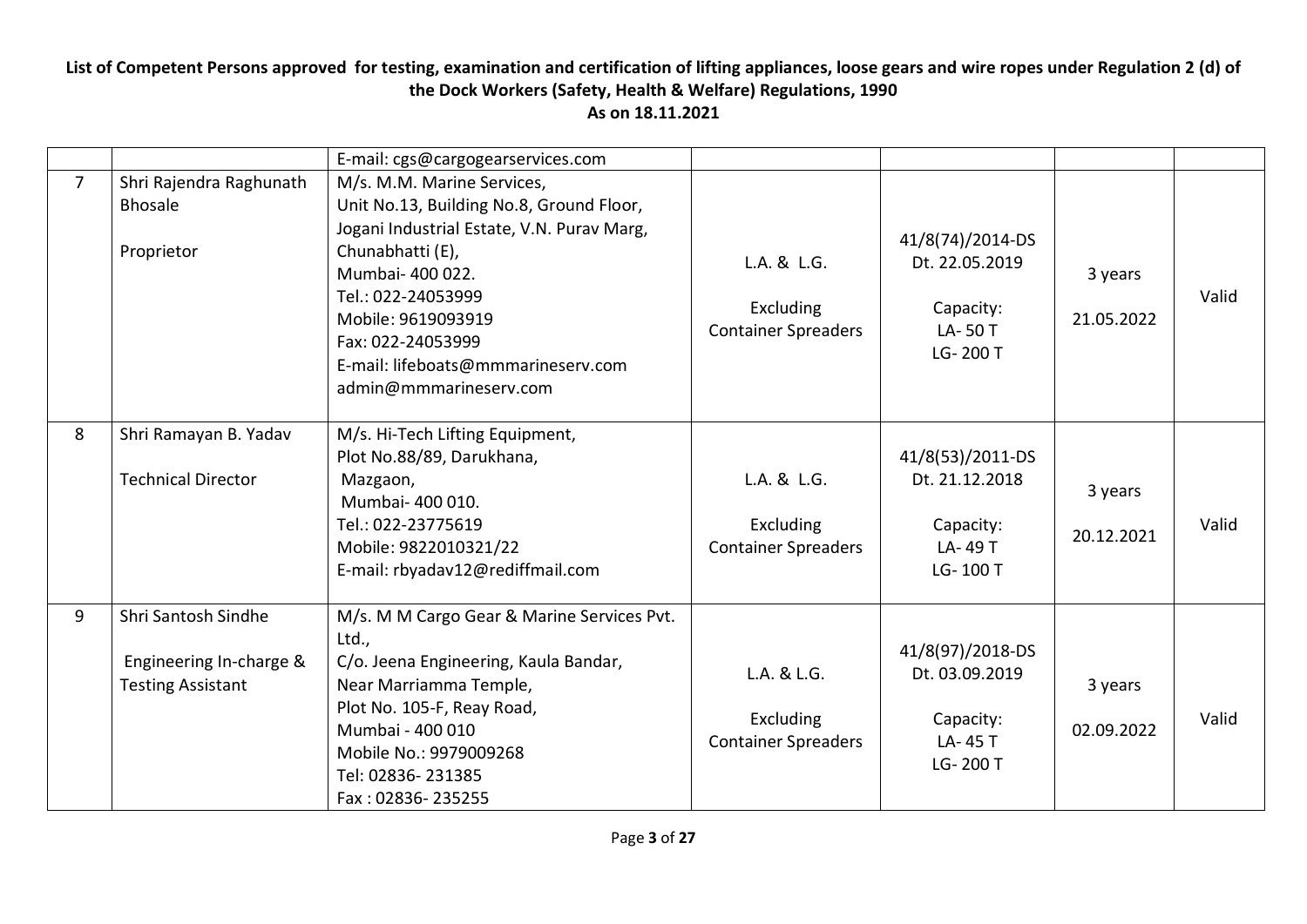**List of Competent Persons approved for testing, examination and certification of lifting appliances, loose gears and wire ropes under Regulation 2 (d) of the Dock Workers (Safety, Health & Welfare) Regulations, 1990**

**As on 18.11.2021**

| | | | | | | |
|---|---|---|---|---|---|---|
| | | E-mail: cgs@cargogearservices.com | | | | |
| 7 | Shri Rajendra Raghunath Bhosale<br><br>Proprietor | M/s. M.M. Marine Services,<br>Unit No.13, Building No.8, Ground Floor,<br>Jogani Industrial Estate, V.N. Purav Marg,<br>Chunabhatti (E),<br>Mumbai- 400 022.<br>Tel.: 022-24053999<br>Mobile: 9619093919<br>Fax: 022-24053999<br>E-mail: lifeboats@mmmarineserv.com<br>admin@mmmarineserv.com | L.A. & L.G.<br><br>Excluding<br>Container Spreaders | 41/8(74)/2014-DS<br>Dt. 22.05.2019<br><br>Capacity:<br>LA- 50 T<br>LG- 200 T | 3 years<br><br>21.05.2022 | Valid |
| 8 | Shri Ramayan B. Yadav<br><br>Technical Director | M/s. Hi-Tech Lifting Equipment,<br>Plot No.88/89, Darukhana,<br>Mazgaon,<br>Mumbai- 400 010.<br>Tel.: 022-23775619<br>Mobile: 9822010321/22<br>E-mail: rbyadav12@rediffmail.com | L.A. & L.G.<br><br>Excluding<br>Container Spreaders | 41/8(53)/2011-DS<br>Dt. 21.12.2018<br><br>Capacity:<br>LA- 49 T<br>LG- 100 T | 3 years<br><br>20.12.2021 | Valid |
| 9 | Shri Santosh Sindhe<br><br>Engineering In-charge & Testing Assistant | M/s. M M Cargo Gear & Marine Services Pvt. Ltd.,<br>C/o. Jeena Engineering, Kaula Bandar,<br>Near Marriamma Temple,<br>Plot No. 105-F, Reay Road,<br>Mumbai - 400 010<br>Mobile No.: 9979009268<br>Tel: 02836- 231385<br>Fax : 02836- 235255 | L.A. & L.G.<br><br>Excluding<br>Container Spreaders | 41/8(97)/2018-DS<br>Dt. 03.09.2019<br><br>Capacity:<br>LA- 45 T<br>LG- 200 T | 3 years<br><br>02.09.2022 | Valid |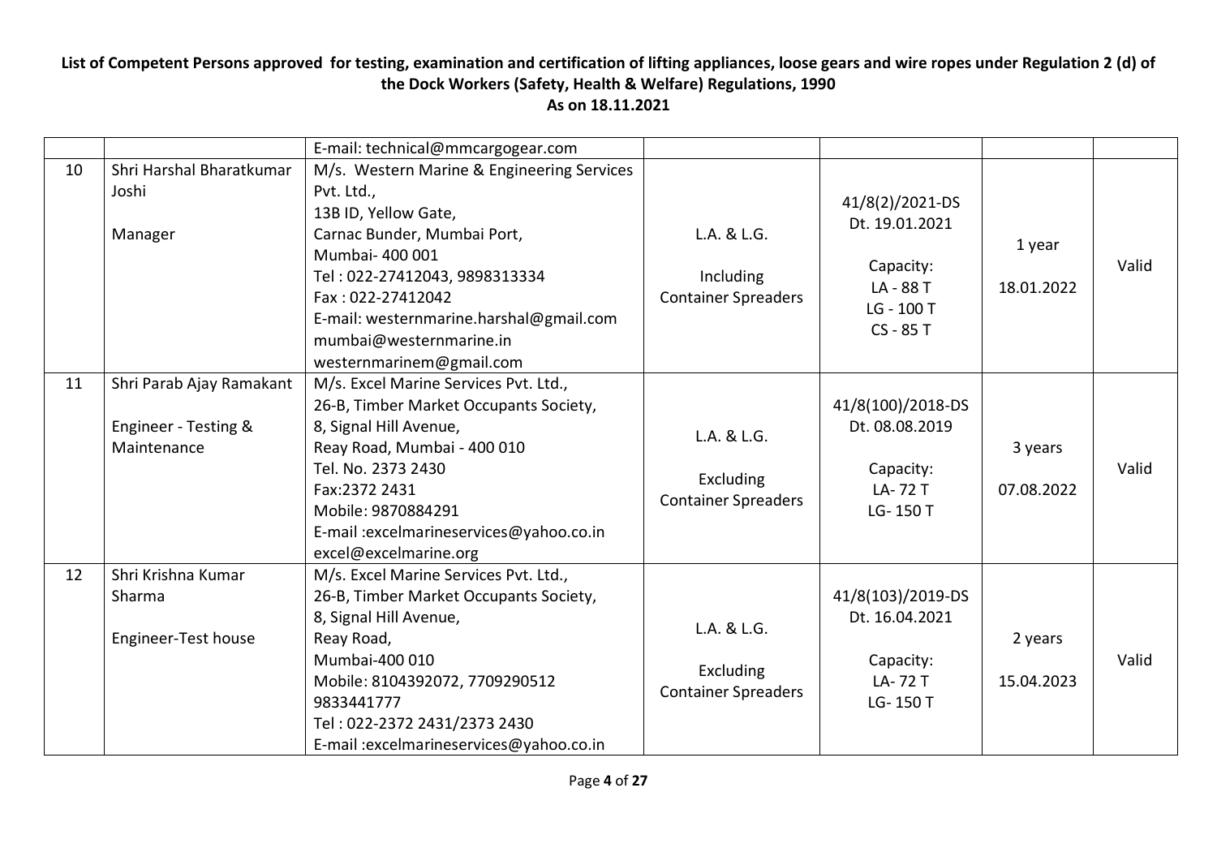**List of Competent Persons approved for testing, examination and certification of lifting appliances, loose gears and wire ropes under Regulation 2 (d) of the Dock Workers (Safety, Health & Welfare) Regulations, 1990**
**As on 18.11.2021**

| | | | | | | |
|---|---|---|---|---|---|---|
| | | E-mail: technical@mmcargogear.com | | | | |
| 10 | Shri Harshal Bharatkumar Joshi<br><br>Manager | M/s. Western Marine & Engineering Services Pvt. Ltd.,<br>13B ID, Yellow Gate,<br>Carnac Bunder, Mumbai Port,<br>Mumbai- 400 001<br>Tel : 022-27412043, 9898313334<br>Fax : 022-27412042<br>E-mail: westernmarine.harshal@gmail.com<br>mumbai@westernmarine.in<br>westernmarinem@gmail.com | L.A. & L.G.<br><br>Including Container Spreaders | 41/8(2)/2021-DS<br>Dt. 19.01.2021<br><br>Capacity:<br>LA - 88 T<br>LG - 100 T<br>CS - 85 T | 1 year<br><br>18.01.2022 | Valid |
| 11 | Shri Parab Ajay Ramakant<br><br>Engineer - Testing & Maintenance | M/s. Excel Marine Services Pvt. Ltd.,<br>26-B, Timber Market Occupants Society,<br>8, Signal Hill Avenue,<br>Reay Road, Mumbai - 400 010<br>Tel. No. 2373 2430<br>Fax:2372 2431<br>Mobile: 9870884291<br>E-mail :excelmarineservices@yahoo.co.in<br>excel@excelmarine.org | L.A. & L.G.<br><br>Excluding Container Spreaders | 41/8(100)/2018-DS<br>Dt. 08.08.2019<br><br>Capacity:<br>LA- 72 T<br>LG- 150 T | 3 years<br><br>07.08.2022 | Valid |
| 12 | Shri Krishna Kumar Sharma<br><br>Engineer-Test house | M/s. Excel Marine Services Pvt. Ltd.,<br>26-B, Timber Market Occupants Society,<br>8, Signal Hill Avenue,<br>Reay Road,<br>Mumbai-400 010<br>Mobile: 8104392072, 7709290512<br>9833441777<br>Tel : 022-2372 2431/2373 2430<br>E-mail :excelmarineservices@yahoo.co.in | L.A. & L.G.<br><br>Excluding Container Spreaders | 41/8(103)/2019-DS<br>Dt. 16.04.2021<br><br>Capacity:<br>LA- 72 T<br>LG- 150 T | 2 years<br><br>15.04.2023 | Valid |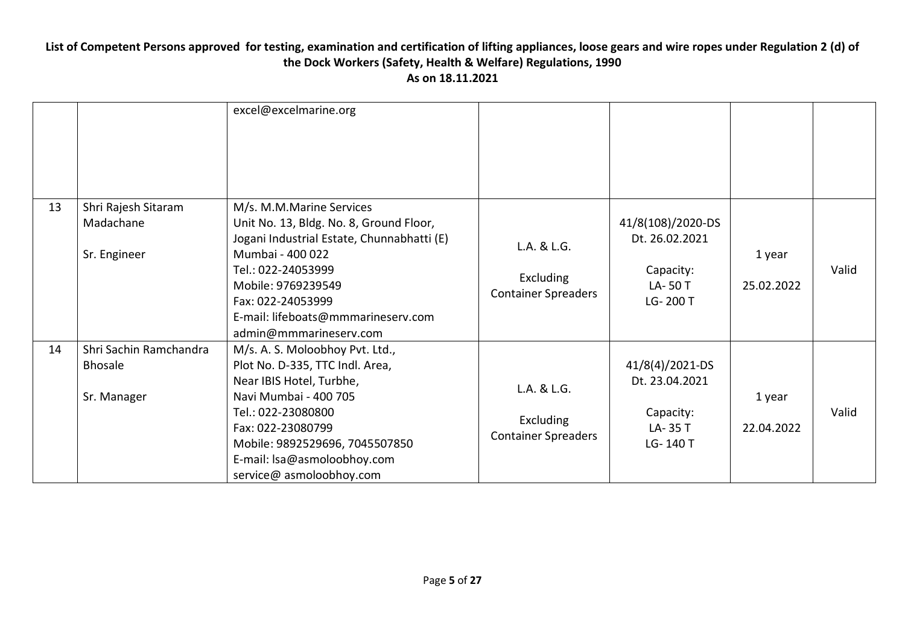**List of Competent Persons approved for testing, examination and certification of lifting appliances, loose gears and wire ropes under Regulation 2 (d) of the Dock Workers (Safety, Health & Welfare) Regulations, 1990**

**As on 18.11.2021**

| | | | | | | |
|---|---|---|---|---|---|---|
| | | excel@excelmarine.org | | | | |
| 13 | Shri Rajesh Sitaram Madachane<br><br>Sr. Engineer | M/s. M.M.Marine Services<br>Unit No. 13, Bldg. No. 8, Ground Floor,<br>Jogani Industrial Estate, Chunnabhatti (E)<br>Mumbai - 400 022<br>Tel.: 022-24053999<br>Mobile: 9769239549<br>Fax: 022-24053999<br>E-mail: lifeboats@mmmarineserv.com<br>admin@mmmarineserv.com | L.A. & L.G.<br><br>Excluding Container Spreaders | 41/8(108)/2020-DS<br>Dt. 26.02.2021<br><br>Capacity:<br>LA- 50 T<br>LG- 200 T | 1 year<br><br>25.02.2022 | Valid |
| 14 | Shri Sachin Ramchandra Bhosale<br><br>Sr. Manager | M/s. A. S. Moloobhoy Pvt. Ltd.,<br>Plot No. D-335, TTC Indl. Area,<br>Near IBIS Hotel, Turbhe,<br>Navi Mumbai - 400 705<br>Tel.: 022-23080800<br>Fax: 022-23080799<br>Mobile: 9892529696, 7045507850<br>E-mail: lsa@asmoloobhoy.com<br>service@ asmoloobhoy.com | L.A. & L.G.<br><br>Excluding Container Spreaders | 41/8(4)/2021-DS<br>Dt. 23.04.2021<br><br>Capacity:<br>LA- 35 T<br>LG- 140 T | 1 year<br><br>22.04.2022 | Valid |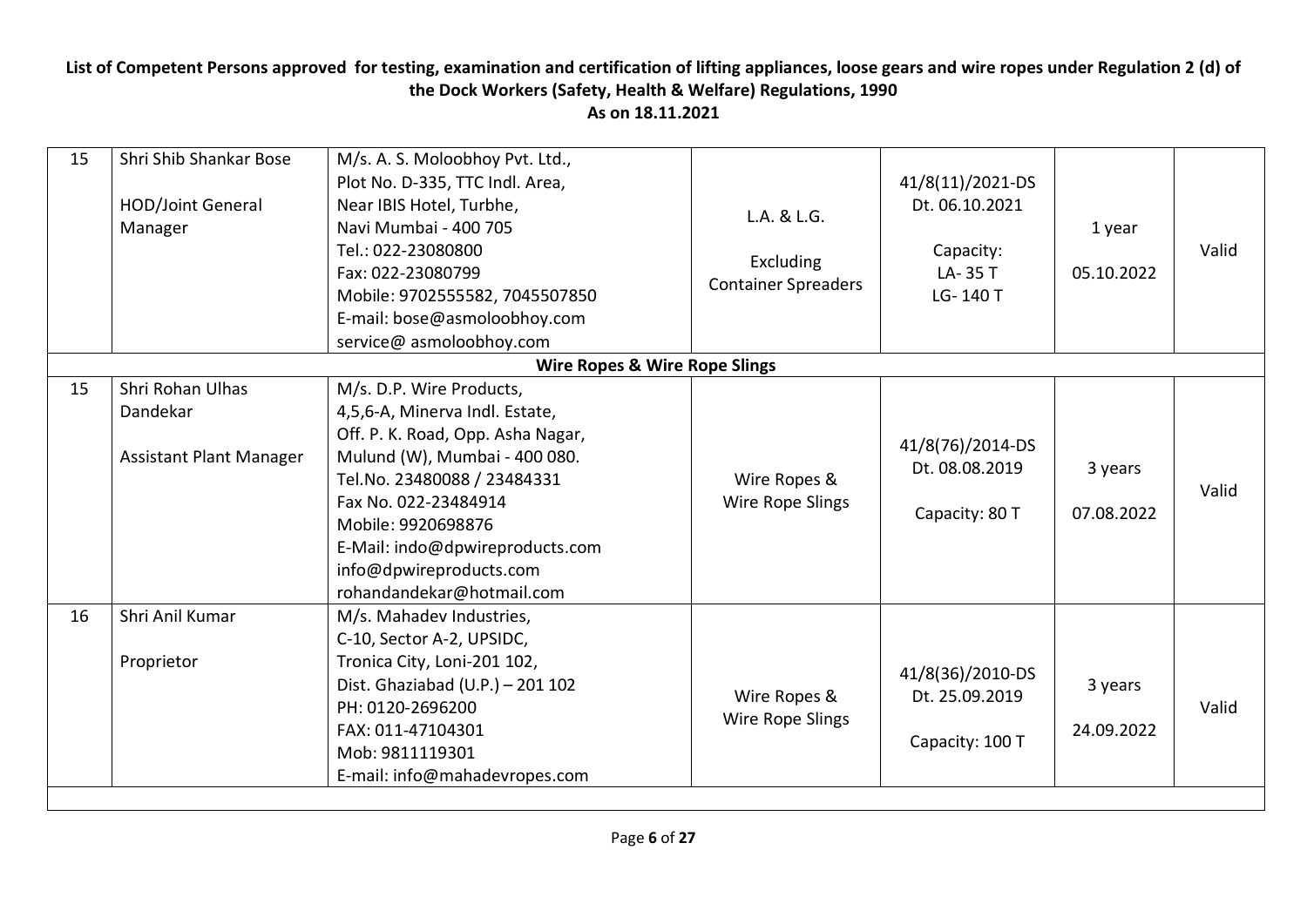# List of Competent Persons approved for testing, examination and certification of lifting appliances, loose gears and wire ropes under Regulation 2 (d) of the Dock Workers (Safety, Health & Welfare) Regulations, 1990

## As on 18.11.2021

| | | | | | | |
|---|---|---|---|---|---|---|
| 15 | Shri Shib Shankar Bose<br><br>HOD/Joint General Manager | M/s. A. S. Moloobhoy Pvt. Ltd.,<br>Plot No. D-335, TTC Indl. Area,<br>Near IBIS Hotel, Turbhe,<br>Navi Mumbai - 400 705<br>Tel.: 022-23080800<br>Fax: 022-23080799<br>Mobile: 9702555582, 7045507850<br>E-mail: bose@asmoloobhoy.com<br>service@ asmoloobhoy.com | L.A. & L.G.<br><br>Excluding Container Spreaders | 41/8(11)/2021-DS<br>Dt. 06.10.2021<br><br>Capacity:<br>LA- 35 T<br>LG- 140 T | 1 year<br><br>05.10.2022 | Valid |
| | | **Wire Ropes & Wire Rope Slings** | | | | |
| 15 | Shri Rohan Ulhas Dandekar<br><br>Assistant Plant Manager | M/s. D.P. Wire Products,<br>4,5,6-A, Minerva Indl. Estate,<br>Off. P. K. Road, Opp. Asha Nagar,<br>Mulund (W), Mumbai - 400 080.<br>Tel.No. 23480088 / 23484331<br>Fax No. 022-23484914<br>Mobile: 9920698876<br>E-Mail: indo@dpwireproducts.com<br>info@dpwireproducts.com<br>rohandandekar@hotmail.com | Wire Ropes & Wire Rope Slings | 41/8(76)/2014-DS<br>Dt. 08.08.2019<br><br>Capacity: 80 T | 3 years<br><br>07.08.2022 | Valid |
| 16 | Shri Anil Kumar<br><br>Proprietor | M/s. Mahadev Industries,<br>C-10, Sector A-2, UPSIDC,<br>Tronica City, Loni-201 102,<br>Dist. Ghaziabad (U.P.) – 201 102<br>PH: 0120-2696200<br>FAX: 011-47104301<br>Mob: 9811119301<br>E-mail: info@mahadevropes.com | Wire Ropes & Wire Rope Slings | 41/8(36)/2010-DS<br>Dt. 25.09.2019<br><br>Capacity: 100 T | 3 years<br><br>24.09.2022 | Valid |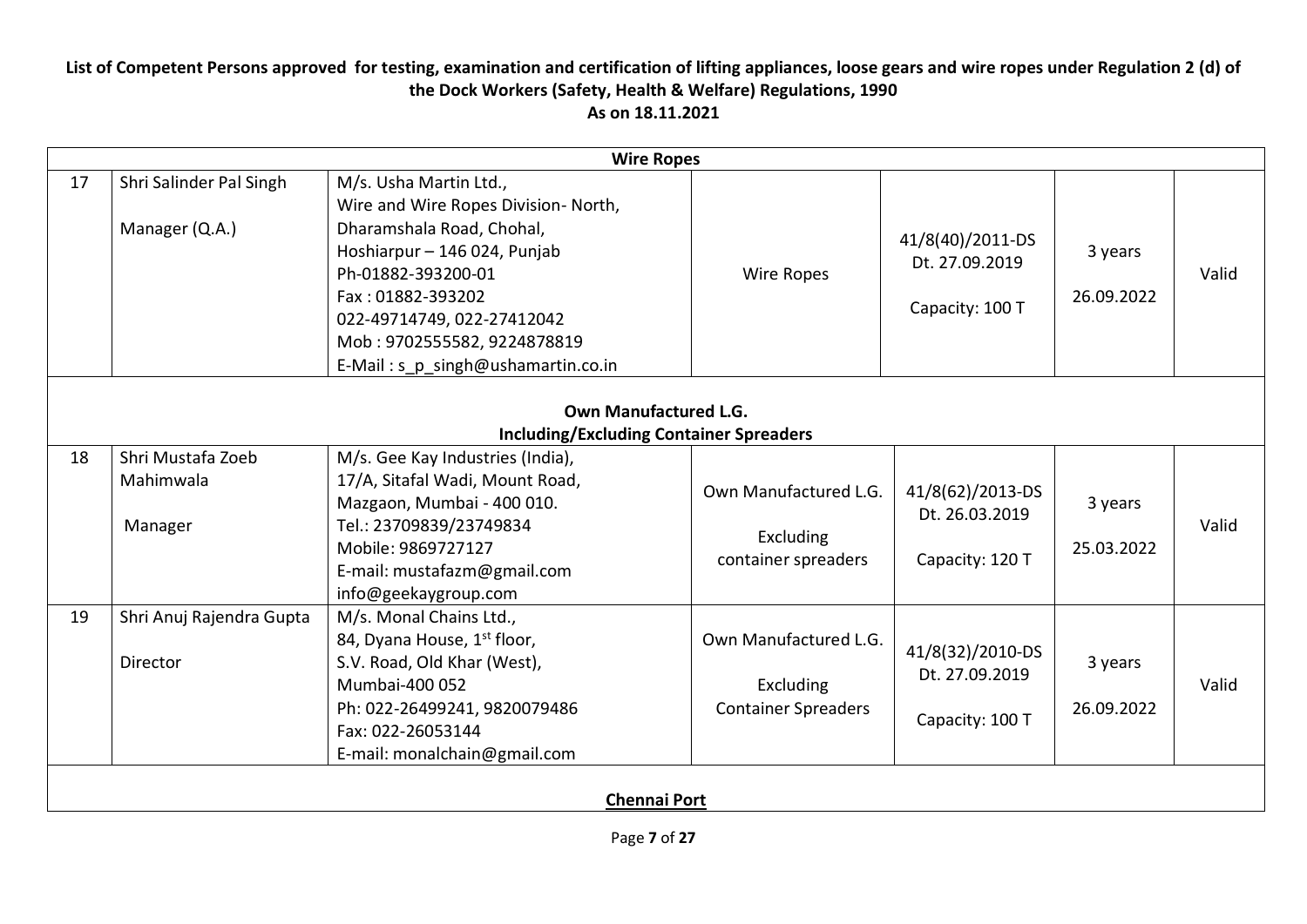**List of Competent Persons approved for testing, examination and certification of lifting appliances, loose gears and wire ropes under Regulation 2 (d) of the Dock Workers (Safety, Health & Welfare) Regulations, 1990**

**As on 18.11.2021**

| | | **Wire Ropes** | | | | |
|---|---|---|---|---|---|---|
| 17 | Shri Salinder Pal Singh<br><br>Manager (Q.A.) | M/s. Usha Martin Ltd.,<br>Wire and Wire Ropes Division- North,<br>Dharamshala Road, Chohal,<br>Hoshiarpur – 146 024, Punjab<br>Ph-01882-393200-01<br>Fax : 01882-393202<br>022-49714749, 022-27412042<br>Mob : 9702555582, 9224878819<br>E-Mail : s_p_singh@ushamartin.co.in | Wire Ropes | 41/8(40)/2011-DS<br>Dt. 27.09.2019<br><br>Capacity: 100 T | 3 years<br><br>26.09.2022 | Valid |
| | | **Own Manufactured L.G.**<br>**Including/Excluding Container Spreaders** | | | | |
| 18 | Shri Mustafa Zoeb Mahimwala<br><br>Manager | M/s. Gee Kay Industries (India),<br>17/A, Sitafal Wadi, Mount Road,<br>Mazgaon, Mumbai - 400 010.<br>Tel.: 23709839/23749834<br>Mobile: 9869727127<br>E-mail: mustafazm@gmail.com<br>info@geekaygroup.com | Own Manufactured L.G.<br><br>Excluding container spreaders | 41/8(62)/2013-DS<br>Dt. 26.03.2019<br><br>Capacity: 120 T | 3 years<br><br>25.03.2022 | Valid |
| 19 | Shri Anuj Rajendra Gupta<br><br>Director | M/s. Monal Chains Ltd.,<br>84, Dyana House, 1st floor,<br>S.V. Road, Old Khar (West),<br>Mumbai-400 052<br>Ph: 022-26499241, 9820079486<br>Fax: 022-26053144<br>E-mail: monalchain@gmail.com | Own Manufactured L.G.<br><br>Excluding Container Spreaders | 41/8(32)/2010-DS<br>Dt. 27.09.2019<br><br>Capacity: 100 T | 3 years<br><br>26.09.2022 | Valid |
| | | **Chennai Port** | | | | |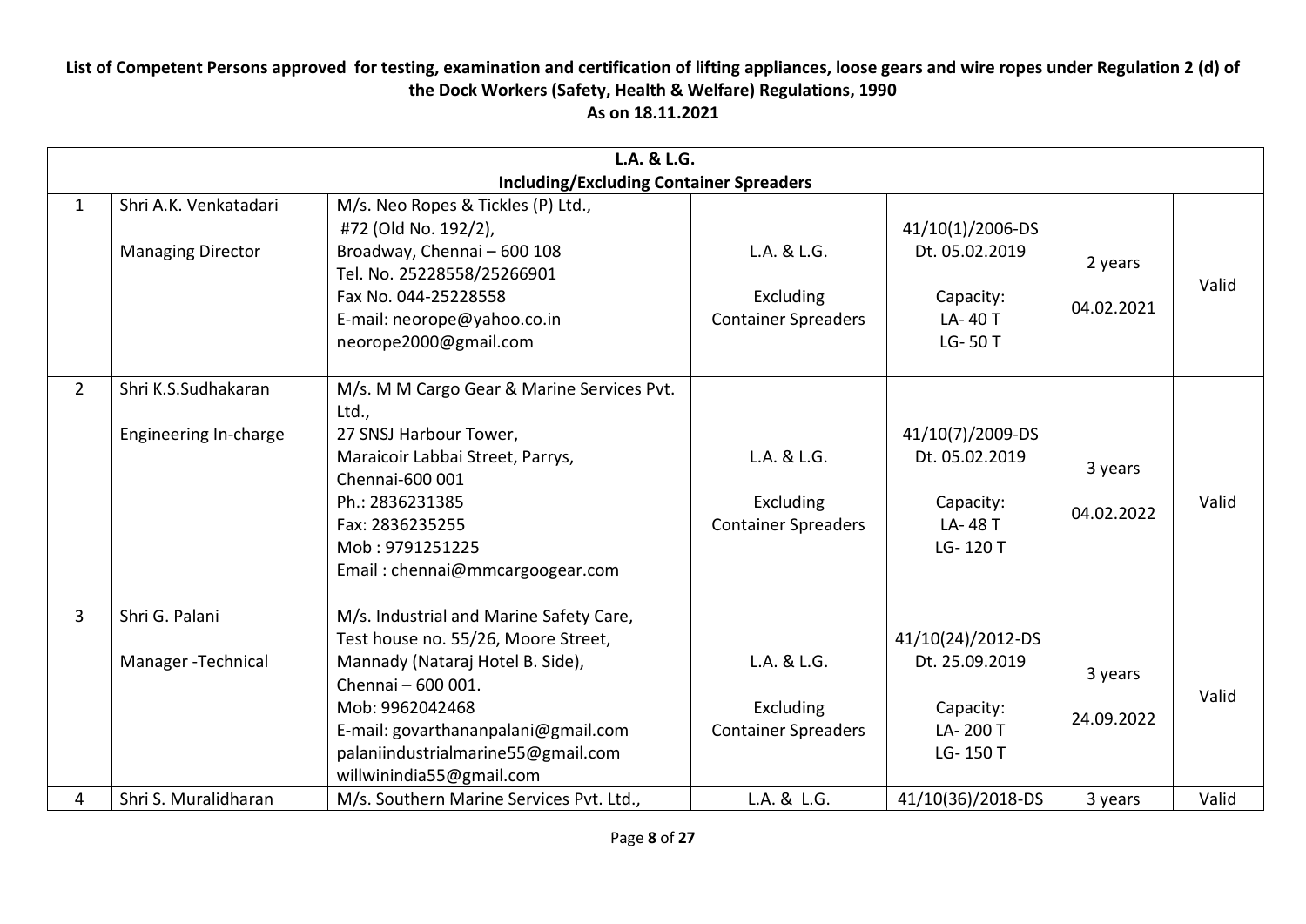**List of Competent Persons approved for testing, examination and certification of lifting appliances, loose gears and wire ropes under Regulation 2 (d) of the Dock Workers (Safety, Health & Welfare) Regulations, 1990**

**As on 18.11.2021**

| **L.A. & L.G. Including/Excluding Container Spreaders** | | | | | | |
|---|---|---|---|---|---|---|
| 1 | Shri A.K. Venkatadari<br><br>Managing Director | M/s. Neo Ropes & Tickles (P) Ltd.,<br>#72 (Old No. 192/2),<br>Broadway, Chennai – 600 108<br>Tel. No. 25228558/25266901<br>Fax No. 044-25228558<br>E-mail: neorope@yahoo.co.in<br>neorope2000@gmail.com | L.A. & L.G.<br><br>Excluding Container Spreaders | 41/10(1)/2006-DS<br>Dt. 05.02.2019<br><br>Capacity:<br>LA- 40 T<br>LG- 50 T | 2 years<br><br>04.02.2021 | Valid |
| 2 | Shri K.S.Sudhakaran<br><br>Engineering In-charge | M/s. M M Cargo Gear & Marine Services Pvt. Ltd.,<br>27 SNSJ Harbour Tower,<br>Maraicoir Labbai Street, Parrys,<br>Chennai-600 001<br>Ph.: 2836231385<br>Fax: 2836235255<br>Mob : 9791251225<br>Email : chennai@mmcargoogear.com | L.A. & L.G.<br><br>Excluding Container Spreaders | 41/10(7)/2009-DS<br>Dt. 05.02.2019<br><br>Capacity:<br>LA- 48 T<br>LG- 120 T | 3 years<br><br>04.02.2022 | Valid |
| 3 | Shri G. Palani<br><br>Manager -Technical | M/s. Industrial and Marine Safety Care,<br>Test house no. 55/26, Moore Street,<br>Mannady (Nataraj Hotel B. Side),<br>Chennai – 600 001.<br>Mob: 9962042468<br>E-mail: govarthananpalani@gmail.com<br>palaniindustrialmarine55@gmail.com<br>willwinindia55@gmail.com | L.A. & L.G.<br><br>Excluding Container Spreaders | 41/10(24)/2012-DS<br>Dt. 25.09.2019<br><br>Capacity:<br>LA- 200 T<br>LG- 150 T | 3 years<br><br>24.09.2022 | Valid |
| 4 | Shri S. Muralidharan | M/s. Southern Marine Services Pvt. Ltd., | L.A. & L.G. | 41/10(36)/2018-DS | 3 years | Valid |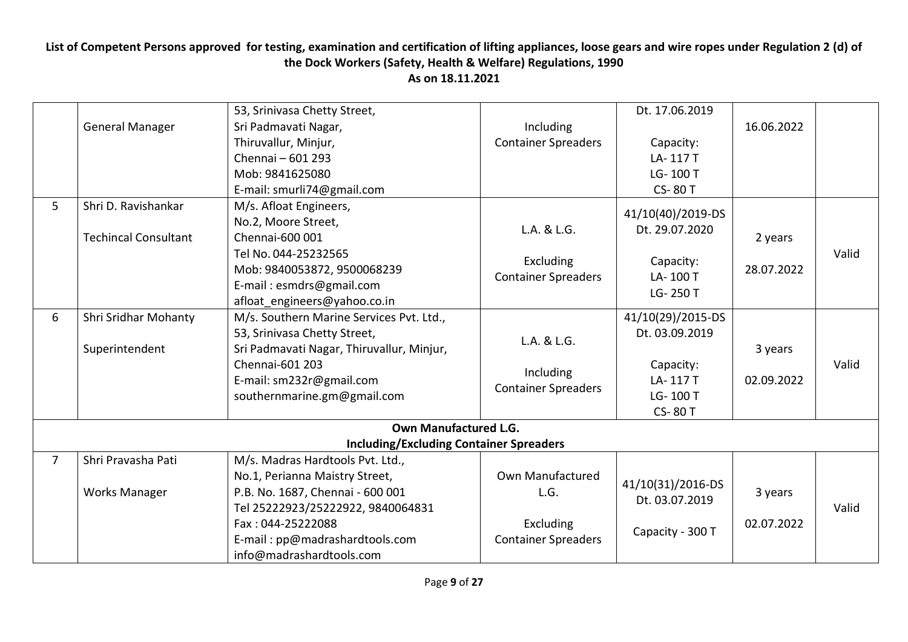**List of Competent Persons approved for testing, examination and certification of lifting appliances, loose gears and wire ropes under Regulation 2 (d) of the Dock Workers (Safety, Health & Welfare) Regulations, 1990**

**As on 18.11.2021**

| | | | | | | |
|---|---|---|---|---|---|---|
| | General Manager | 53, Srinivasa Chetty Street, Sri Padmavati Nagar, Thiruvallur, Minjur, Chennai – 601 293 Mob: 9841625080 E-mail: smurli74@gmail.com | Including Container Spreaders | Dt. 17.06.2019 Capacity: LA- 117 T LG- 100 T CS- 80 T | 16.06.2022 | |
| 5 | Shri D. Ravishankar Techincal Consultant | M/s. Afloat Engineers, No.2, Moore Street, Chennai-600 001 Tel No. 044-25232565 Mob: 9840053872, 9500068239 E-mail : esmdrs@gmail.com afloat_engineers@yahoo.co.in | L.A. & L.G. Excluding Container Spreaders | 41/10(40)/2019-DS Dt. 29.07.2020 Capacity: LA- 100 T LG- 250 T | 2 years 28.07.2022 | Valid |
| 6 | Shri Sridhar Mohanty Superintendent | M/s. Southern Marine Services Pvt. Ltd., 53, Srinivasa Chetty Street, Sri Padmavati Nagar, Thiruvallur, Minjur, Chennai-601 203 E-mail: sm232r@gmail.com southernmarine.gm@gmail.com | L.A. & L.G. Including Container Spreaders | 41/10(29)/2015-DS Dt. 03.09.2019 Capacity: LA- 117 T LG- 100 T CS- 80 T | 3 years 02.09.2022 | Valid |
| **Own Manufactured L.G. Including/Excluding Container Spreaders** | | | | | | |
| 7 | Shri Pravasha Pati Works Manager | M/s. Madras Hardtools Pvt. Ltd., No.1, Perianna Maistry Street, P.B. No. 1687, Chennai - 600 001 Tel 25222923/25222922, 9840064831 Fax : 044-25222088 E-mail : pp@madrashardtools.com info@madrashardtools.com | Own Manufactured L.G. Excluding Container Spreaders | 41/10(31)/2016-DS Dt. 03.07.2019 Capacity - 300 T | 3 years 02.07.2022 | Valid |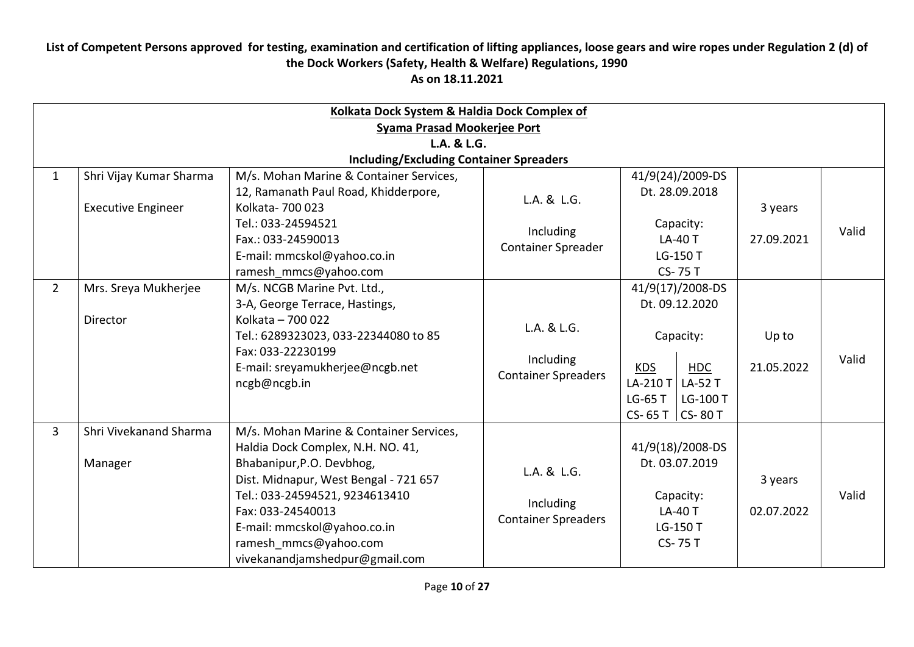**List of Competent Persons approved for testing, examination and certification of lifting appliances, loose gears and wire ropes under Regulation 2 (d) of the Dock Workers (Safety, Health & Welfare) Regulations, 1990**

**As on 18.11.2021**

| Kolkata Dock System & Haldia Dock Complex of Syama Prasad Mookerjee Port L.A. & L.G. Including/Excluding Container Spreaders | | | | | | |
|---|---|---|---|---|---|---|
| 1 | Shri Vijay Kumar Sharma<br><br>Executive Engineer | M/s. Mohan Marine & Container Services,<br>12, Ramanath Paul Road, Khidderpore,<br>Kolkata- 700 023<br>Tel.: 033-24594521<br>Fax.: 033-24590013<br>E-mail: mmcskol@yahoo.co.in<br>ramesh_mmcs@yahoo.com | L.A. & L.G.<br><br>Including<br>Container Spreader | 41/9(24)/2009-DS<br>Dt. 28.09.2018<br><br>Capacity:<br>LA-40 T<br>LG-150 T<br>CS- 75 T | 3 years<br><br>27.09.2021 | Valid |
| 2 | Mrs. Sreya Mukherjee<br><br>Director | M/s. NCGB Marine Pvt. Ltd.,<br>3-A, George Terrace, Hastings,<br>Kolkata – 700 022<br>Tel.: 6289323023, 033-22344080 to 85<br>Fax: 033-22230199<br>E-mail: sreyamukherjee@ncgb.net<br>ncgb@ncgb.in | L.A. & L.G.<br><br>Including<br>Container Spreaders | 41/9(17)/2008-DS<br>Dt. 09.12.2020<br><br>Capacity:<br><br>KDS: LA-210 T, LG-65 T, CS- 65 T<br>HDC: LA-52 T, LG-100 T, CS- 80 T | Up to<br><br>21.05.2022 | Valid |
| 3 | Shri Vivekanand Sharma<br><br>Manager | M/s. Mohan Marine & Container Services,<br>Haldia Dock Complex, N.H. NO. 41,<br>Bhabanipur,P.O. Devbhog,<br>Dist. Midnapur, West Bengal - 721 657<br>Tel.: 033-24594521, 9234613410<br>Fax: 033-24540013<br>E-mail: mmcskol@yahoo.co.in<br>ramesh_mmcs@yahoo.com<br>vivekanandjamshedpur@gmail.com | L.A. & L.G.<br><br>Including<br>Container Spreaders | 41/9(18)/2008-DS<br>Dt. 03.07.2019<br><br>Capacity:<br>LA-40 T<br>LG-150 T<br>CS- 75 T | 3 years<br><br>02.07.2022 | Valid |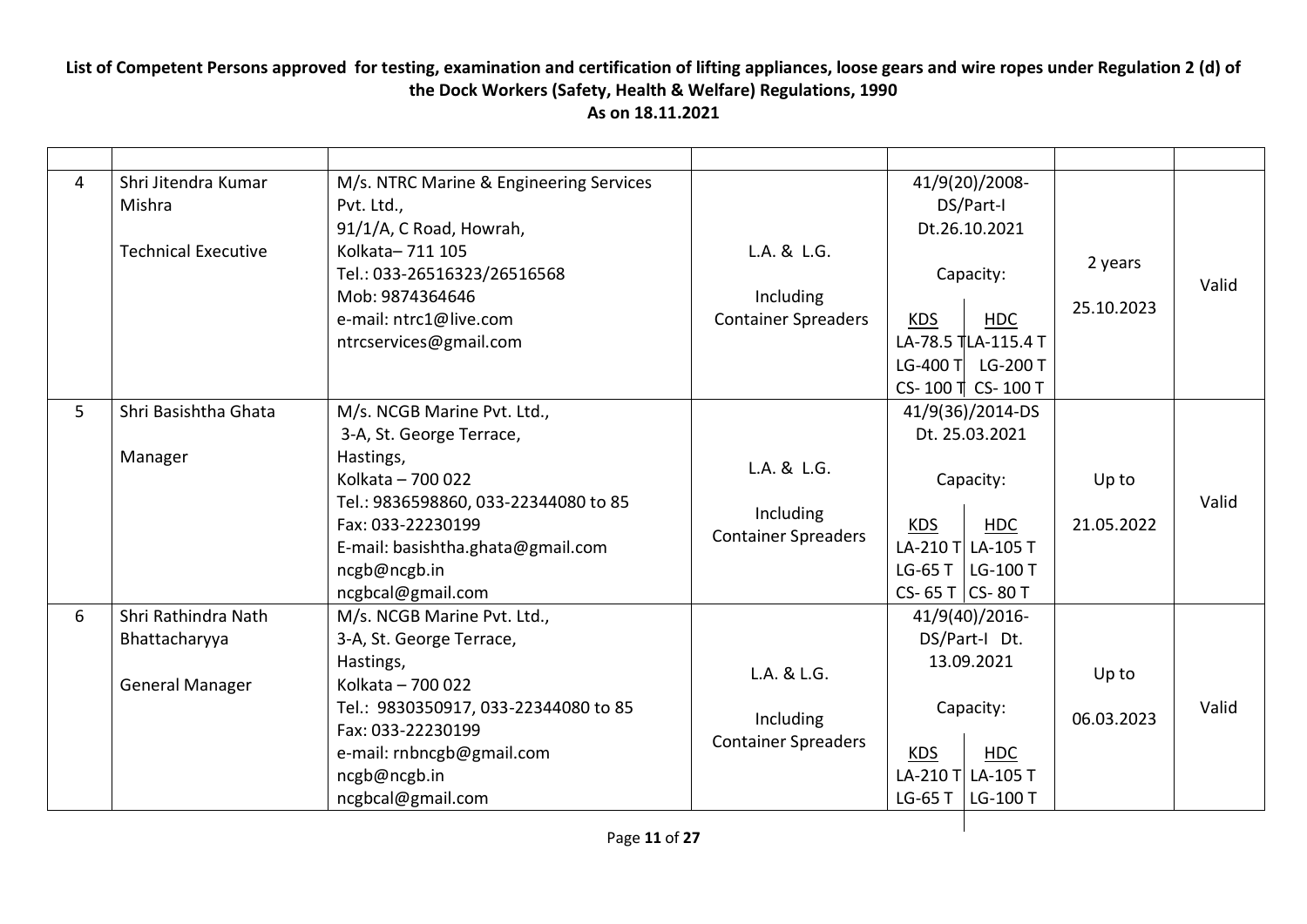**List of Competent Persons approved for testing, examination and certification of lifting appliances, loose gears and wire ropes under Regulation 2 (d) of the Dock Workers (Safety, Health & Welfare) Regulations, 1990**
**As on 18.11.2021**

| | | | | | | |
|---|---|---|---|---|---|---|
| 4 | Shri Jitendra Kumar Mishra<br><br>Technical Executive | M/s. NTRC Marine & Engineering Services Pvt. Ltd.,<br>91/1/A, C Road, Howrah,<br>Kolkata– 711 105<br>Tel.: 033-26516323/26516568<br>Mob: 9874364646<br>e-mail: ntrc1@live.com<br>ntrcservices@gmail.com | L.A. & L.G.<br><br>Including Container Spreaders | 41/9(20)/2008-DS/Part-I<br>Dt.26.10.2021<br><br>Capacity:<br><br>KDS: LA-78.5 T, LG-400 T, CS- 100 T<br>HDC: LA-115.4 T, LG-200 T, CS- 100 T | 2 years<br><br>25.10.2023 | Valid |
| 5 | Shri Basishtha Ghata<br><br>Manager | M/s. NCGB Marine Pvt. Ltd.,<br>3-A, St. George Terrace,<br>Hastings,<br>Kolkata – 700 022<br>Tel.: 9836598860, 033-22344080 to 85<br>Fax: 033-22230199<br>E-mail: basishtha.ghata@gmail.com<br>ncgb@ncgb.in<br>ncgbcal@gmail.com | L.A. & L.G.<br><br>Including Container Spreaders | 41/9(36)/2014-DS<br>Dt. 25.03.2021<br><br>Capacity:<br><br>KDS: LA-210 T, LG-65 T, CS- 65 T<br>HDC: LA-105 T, LG-100 T, CS- 80 T | Up to<br><br>21.05.2022 | Valid |
| 6 | Shri Rathindra Nath Bhattacharyya<br><br>General Manager | M/s. NCGB Marine Pvt. Ltd.,<br>3-A, St. George Terrace,<br>Hastings,<br>Kolkata – 700 022<br>Tel.: 9830350917, 033-22344080 to 85<br>Fax: 033-22230199<br>e-mail: rnbncgb@gmail.com<br>ncgb@ncgb.in<br>ncgbcal@gmail.com | L.A. & L.G.<br><br>Including Container Spreaders | 41/9(40)/2016-DS/Part-I Dt. 13.09.2021<br><br>Capacity:<br><br>KDS: LA-210 T, LG-65 T<br>HDC: LA-105 T, LG-100 T | Up to<br><br>06.03.2023 | Valid |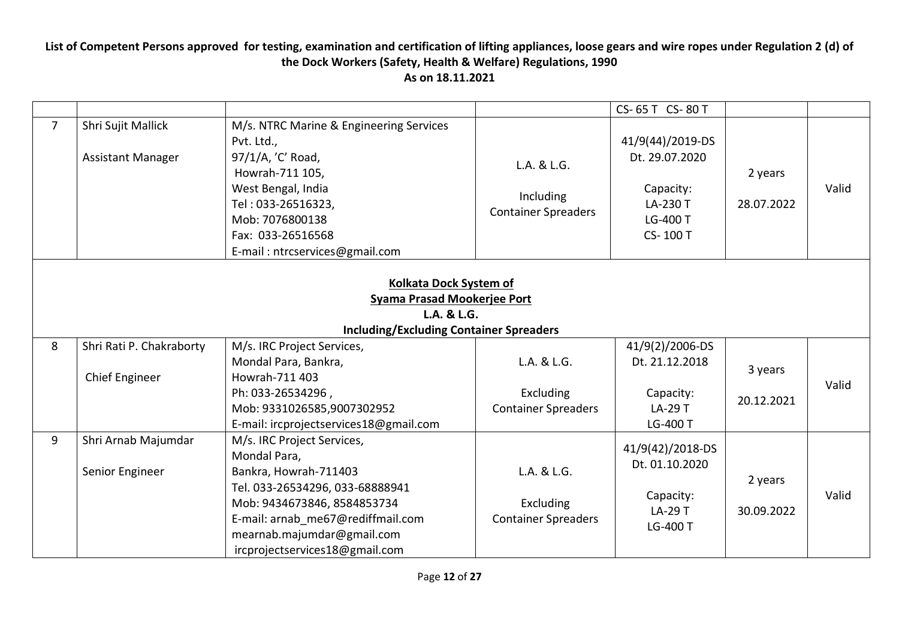**List of Competent Persons approved for testing, examination and certification of lifting appliances, loose gears and wire ropes under Regulation 2 (d) of the Dock Workers (Safety, Health & Welfare) Regulations, 1990**
**As on 18.11.2021**

| | | | | | | |
|---|---|---|---|---|---|---|
| | | | | CS- 65 T CS- 80 T | | |
| 7 | Shri Sujit Mallick<br><br>Assistant Manager | M/s. NTRC Marine & Engineering Services Pvt. Ltd.,<br>97/1/A, 'C' Road,<br>Howrah-711 105,<br>West Bengal, India<br>Tel : 033-26516323,<br>Mob: 7076800138<br>Fax: 033-26516568<br>E-mail : ntrcservices@gmail.com | L.A. & L.G.<br><br>Including<br>Container Spreaders | 41/9(44)/2019-DS<br>Dt. 29.07.2020<br><br>Capacity:<br>LA-230 T<br>LG-400 T<br>CS- 100 T | 2 years<br><br>28.07.2022 | Valid |
| **Kolkata Dock System of Syama Prasad Mookerjee Port L.A. & L.G. Including/Excluding Container Spreaders** | | | | | | |
| 8 | Shri Rati P. Chakraborty<br><br>Chief Engineer | M/s. IRC Project Services,<br>Mondal Para, Bankra,<br>Howrah-711 403<br>Ph: 033-26534296 ,<br>Mob: 9331026585,9007302952<br>E-mail: ircprojectservices18@gmail.com | L.A. & L.G.<br><br>Excluding<br>Container Spreaders | 41/9(2)/2006-DS<br>Dt. 21.12.2018<br><br>Capacity:<br>LA-29 T<br>LG-400 T | 3 years<br><br>20.12.2021 | Valid |
| 9 | Shri Arnab Majumdar<br><br>Senior Engineer | M/s. IRC Project Services,<br>Mondal Para,<br>Bankra, Howrah-711403<br>Tel. 033-26534296, 033-68888941<br>Mob: 9434673846, 8584853734<br>E-mail: arnab_me67@rediffmail.com<br>mearnab.majumdar@gmail.com<br>ircprojectservices18@gmail.com | L.A. & L.G.<br><br>Excluding<br>Container Spreaders | 41/9(42)/2018-DS<br>Dt. 01.10.2020<br><br>Capacity:<br>LA-29 T<br>LG-400 T | 2 years<br><br>30.09.2022 | Valid |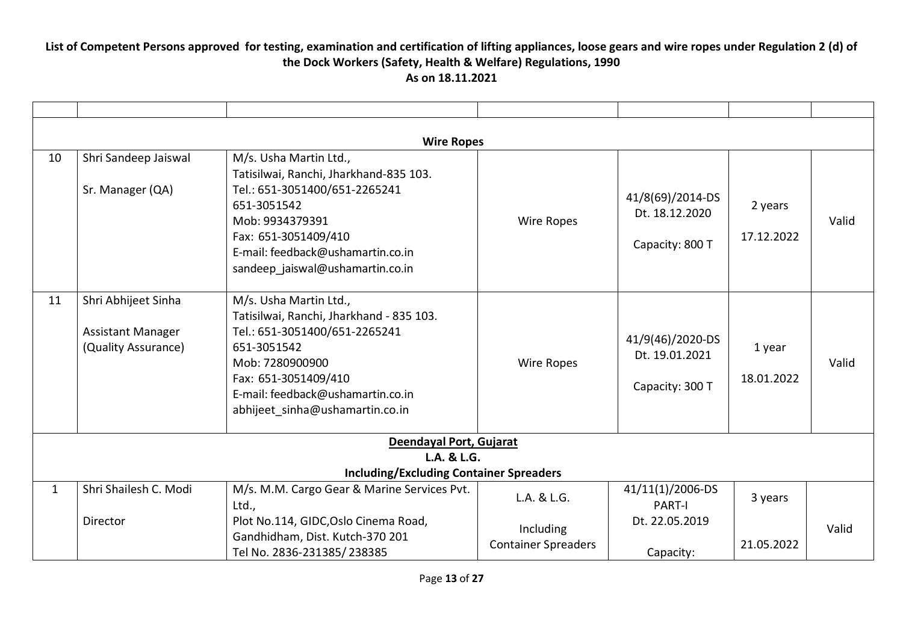**List of Competent Persons approved for testing, examination and certification of lifting appliances, loose gears and wire ropes under Regulation 2 (d) of the Dock Workers (Safety, Health & Welfare) Regulations, 1990**
**As on 18.11.2021**

| | | | | | | |
|---|---|---|---|---|---|---|
| **Wire Ropes** | | | | | | |
| 10 | Shri Sandeep Jaiswal<br><br>Sr. Manager (QA) | M/s. Usha Martin Ltd.,<br>Tatisilwai, Ranchi, Jharkhand-835 103.<br>Tel.: 651-3051400/651-2265241<br>651-3051542<br>Mob: 9934379391<br>Fax: 651-3051409/410<br>E-mail: feedback@ushamartin.co.in<br>sandeep_jaiswal@ushamartin.co.in | Wire Ropes | 41/8(69)/2014-DS<br>Dt. 18.12.2020<br><br>Capacity: 800 T | 2 years<br><br>17.12.2022 | Valid |
| 11 | Shri Abhijeet Sinha<br><br>Assistant Manager<br>(Quality Assurance) | M/s. Usha Martin Ltd.,<br>Tatisilwai, Ranchi, Jharkhand - 835 103.<br>Tel.: 651-3051400/651-2265241<br>651-3051542<br>Mob: 7280900900<br>Fax: 651-3051409/410<br>E-mail: feedback@ushamartin.co.in<br>abhijeet_sinha@ushamartin.co.in | Wire Ropes | 41/9(46)/2020-DS<br>Dt. 19.01.2021<br><br>Capacity: 300 T | 1 year<br><br>18.01.2022 | Valid |
| **Deendayal Port, Gujarat**<br>**L.A. & L.G.**<br>**Including/Excluding Container Spreaders** | | | | | | |
| 1 | Shri Shailesh C. Modi<br><br>Director | M/s. M.M. Cargo Gear & Marine Services Pvt. Ltd.,<br>Plot No.114, GIDC,Oslo Cinema Road,<br>Gandhidham, Dist. Kutch-370 201<br>Tel No. 2836-231385/ 238385 | L.A. & L.G.<br><br>Including<br>Container Spreaders | 41/11(1)/2006-DS<br>PART-I<br>Dt. 22.05.2019<br><br>Capacity: | 3 years<br><br>21.05.2022 | Valid |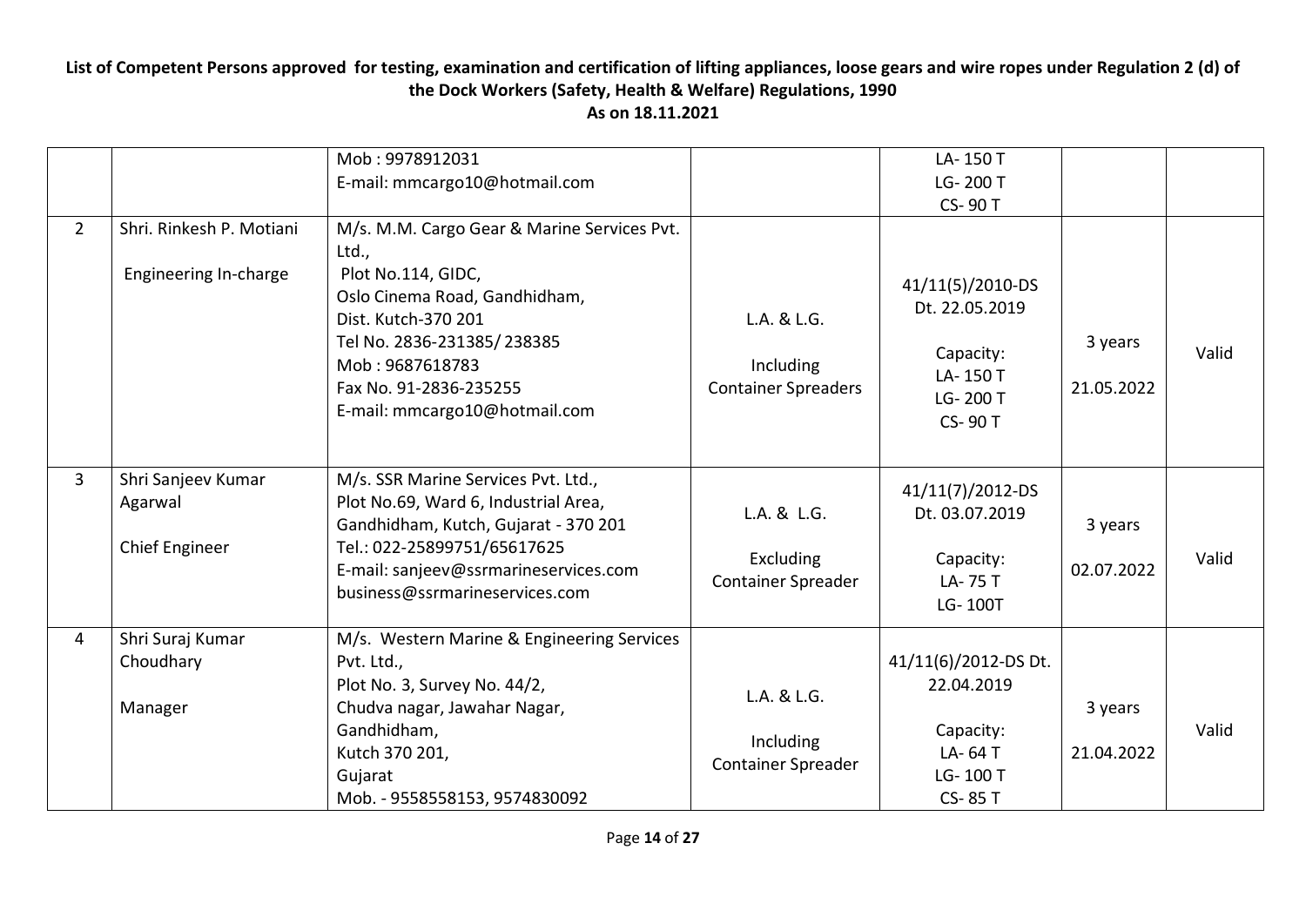# List of Competent Persons approved for testing, examination and certification of lifting appliances, loose gears and wire ropes under Regulation 2 (d) of the Dock Workers (Safety, Health & Welfare) Regulations, 1990

## As on 18.11.2021

| | | | | | | |
|---|---|---|---|---|---|---|
| | | Mob : 9978912031<br>E-mail: mmcargo10@hotmail.com | | LA- 150 T<br>LG- 200 T<br>CS- 90 T | | |
| 2 | Shri. Rinkesh P. Motiani<br><br>Engineering In-charge | M/s. M.M. Cargo Gear & Marine Services Pvt. Ltd.,<br>Plot No.114, GIDC,<br>Oslo Cinema Road, Gandhidham,<br>Dist. Kutch-370 201<br>Tel No. 2836-231385/ 238385<br>Mob : 9687618783<br>Fax No. 91-2836-235255<br>E-mail: mmcargo10@hotmail.com | L.A. & L.G.<br><br>Including Container Spreaders | 41/11(5)/2010-DS Dt. 22.05.2019<br><br>Capacity:<br>LA- 150 T<br>LG- 200 T<br>CS- 90 T | 3 years<br><br>21.05.2022 | Valid |
| 3 | Shri Sanjeev Kumar Agarwal<br><br>Chief Engineer | M/s. SSR Marine Services Pvt. Ltd.,<br>Plot No.69, Ward 6, Industrial Area,<br>Gandhidham, Kutch, Gujarat - 370 201<br>Tel.: 022-25899751/65617625<br>E-mail: sanjeev@ssrmarineservices.com<br>business@ssrmarineservices.com | L.A. & L.G.<br><br>Excluding Container Spreader | 41/11(7)/2012-DS Dt. 03.07.2019<br><br>Capacity:<br>LA- 75 T<br>LG- 100T | 3 years<br><br>02.07.2022 | Valid |
| 4 | Shri Suraj Kumar Choudhary<br><br>Manager | M/s. Western Marine & Engineering Services Pvt. Ltd.,<br>Plot No. 3, Survey No. 44/2,<br>Chudva nagar, Jawahar Nagar,<br>Gandhidham,<br>Kutch 370 201,<br>Gujarat<br>Mob. - 9558558153, 9574830092 | L.A. & L.G.<br><br>Including Container Spreader | 41/11(6)/2012-DS Dt. 22.04.2019<br><br>Capacity:<br>LA- 64 T<br>LG- 100 T<br>CS- 85 T | 3 years<br><br>21.04.2022 | Valid |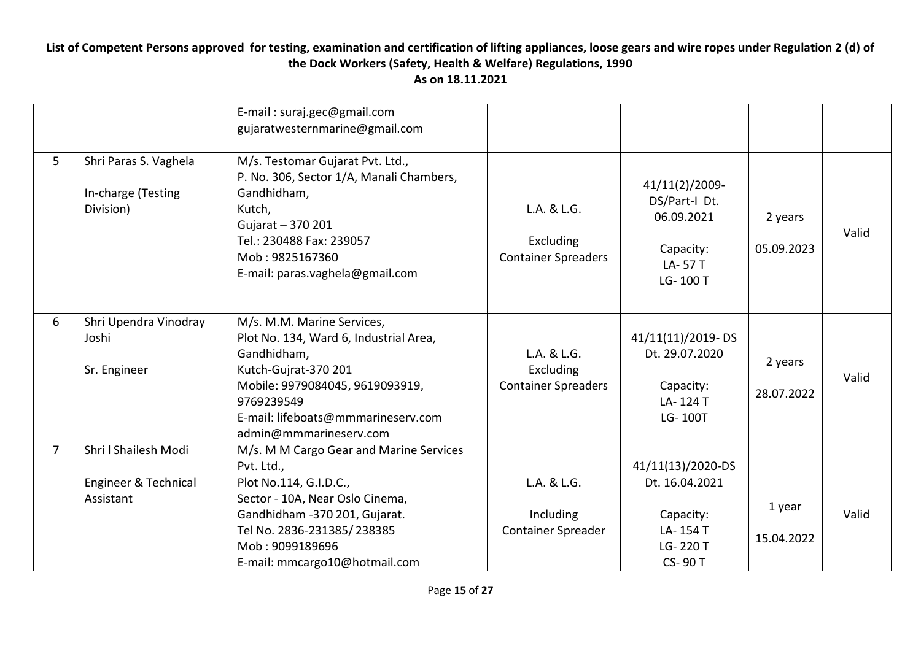**List of Competent Persons approved for testing, examination and certification of lifting appliances, loose gears and wire ropes under Regulation 2 (d) of the Dock Workers (Safety, Health & Welfare) Regulations, 1990**

**As on 18.11.2021**

| | | | | | | |
|---|---|---|---|---|---|---|
| | | E-mail : suraj.gec@gmail.com<br>gujaratwesternmarine@gmail.com | | | | |
| 5 | Shri Paras S. Vaghela<br><br>In-charge (Testing Division) | M/s. Testomar Gujarat Pvt. Ltd.,<br>P. No. 306, Sector 1/A, Manali Chambers,<br>Gandhidham,<br>Kutch,<br>Gujarat – 370 201<br>Tel.: 230488 Fax: 239057<br>Mob : 9825167360<br>E-mail: paras.vaghela@gmail.com | L.A. & L.G.<br><br>Excluding Container Spreaders | 41/11(2)/2009-DS/Part-I Dt. 06.09.2021<br><br>Capacity:<br>LA- 57 T<br>LG- 100 T | 2 years<br><br>05.09.2023 | Valid |
| 6 | Shri Upendra Vinodray Joshi<br><br>Sr. Engineer | M/s. M.M. Marine Services,<br>Plot No. 134, Ward 6, Industrial Area,<br>Gandhidham,<br>Kutch-Gujrat-370 201<br>Mobile: 9979084045, 9619093919, 9769239549<br>E-mail: lifeboats@mmmarineserv.com<br>admin@mmmarineserv.com | L.A. & L.G.<br>Excluding Container Spreaders | 41/11(11)/2019- DS Dt. 29.07.2020<br><br>Capacity:<br>LA- 124 T<br>LG- 100T | 2 years<br><br>28.07.2022 | Valid |
| 7 | Shri l Shailesh Modi<br><br>Engineer & Technical Assistant | M/s. M M Cargo Gear and Marine Services Pvt. Ltd.,<br>Plot No.114, G.I.D.C.,<br>Sector - 10A, Near Oslo Cinema,<br>Gandhidham -370 201, Gujarat.<br>Tel No. 2836-231385/ 238385<br>Mob : 9099189696<br>E-mail: mmcargo10@hotmail.com | L.A. & L.G.<br><br>Including Container Spreader | 41/11(13)/2020-DS Dt. 16.04.2021<br><br>Capacity:<br>LA- 154 T<br>LG- 220 T<br>CS- 90 T | 1 year<br><br>15.04.2022 | Valid |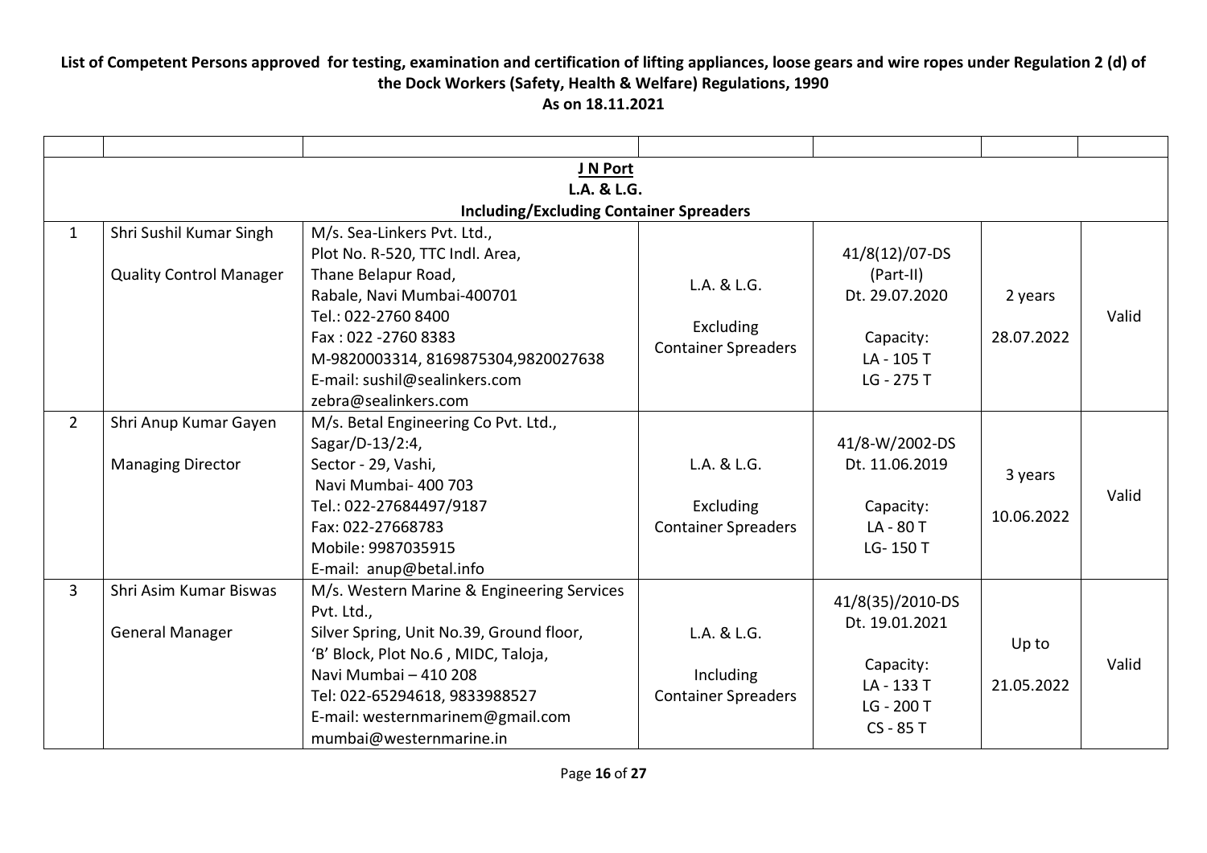**List of Competent Persons approved for testing, examination and certification of lifting appliances, loose gears and wire ropes under Regulation 2 (d) of the Dock Workers (Safety, Health & Welfare) Regulations, 1990**
**As on 18.11.2021**

| | | | | | | |
|---|---|---|---|---|---|---|
| **J N Port**<br>**L.A. & L.G.**<br>**Including/Excluding Container Spreaders** | | | | | | |
| 1 | Shri Sushil Kumar Singh<br><br>Quality Control Manager | M/s. Sea-Linkers Pvt. Ltd.,<br>Plot No. R-520, TTC Indl. Area,<br>Thane Belapur Road,<br>Rabale, Navi Mumbai-400701<br>Tel.: 022-2760 8400<br>Fax : 022 -2760 8383<br>M-9820003314, 8169875304,9820027638<br>E-mail: sushil@sealinkers.com<br>zebra@sealinkers.com | L.A. & L.G.<br><br>Excluding Container Spreaders | 41/8(12)/07-DS (Part-II)<br>Dt. 29.07.2020<br><br>Capacity:<br>LA - 105 T<br>LG - 275 T | 2 years<br><br>28.07.2022 | Valid |
| 2 | Shri Anup Kumar Gayen<br><br>Managing Director | M/s. Betal Engineering Co Pvt. Ltd.,<br>Sagar/D-13/2:4,<br>Sector - 29, Vashi,<br>Navi Mumbai- 400 703<br>Tel.: 022-27684497/9187<br>Fax: 022-27668783<br>Mobile: 9987035915<br>E-mail: anup@betal.info | L.A. & L.G.<br><br>Excluding Container Spreaders | 41/8-W/2002-DS<br>Dt. 11.06.2019<br><br>Capacity:<br>LA - 80 T<br>LG- 150 T | 3 years<br><br>10.06.2022 | Valid |
| 3 | Shri Asim Kumar Biswas<br><br>General Manager | M/s. Western Marine & Engineering Services Pvt. Ltd.,<br>Silver Spring, Unit No.39, Ground floor,<br>'B' Block, Plot No.6 , MIDC, Taloja,<br>Navi Mumbai – 410 208<br>Tel: 022-65294618, 9833988527<br>E-mail: westernmarinem@gmail.com<br>mumbai@westernmarine.in | L.A. & L.G.<br><br>Including Container Spreaders | 41/8(35)/2010-DS<br>Dt. 19.01.2021<br><br>Capacity:<br>LA - 133 T<br>LG - 200 T<br>CS - 85 T | Up to<br><br>21.05.2022 | Valid |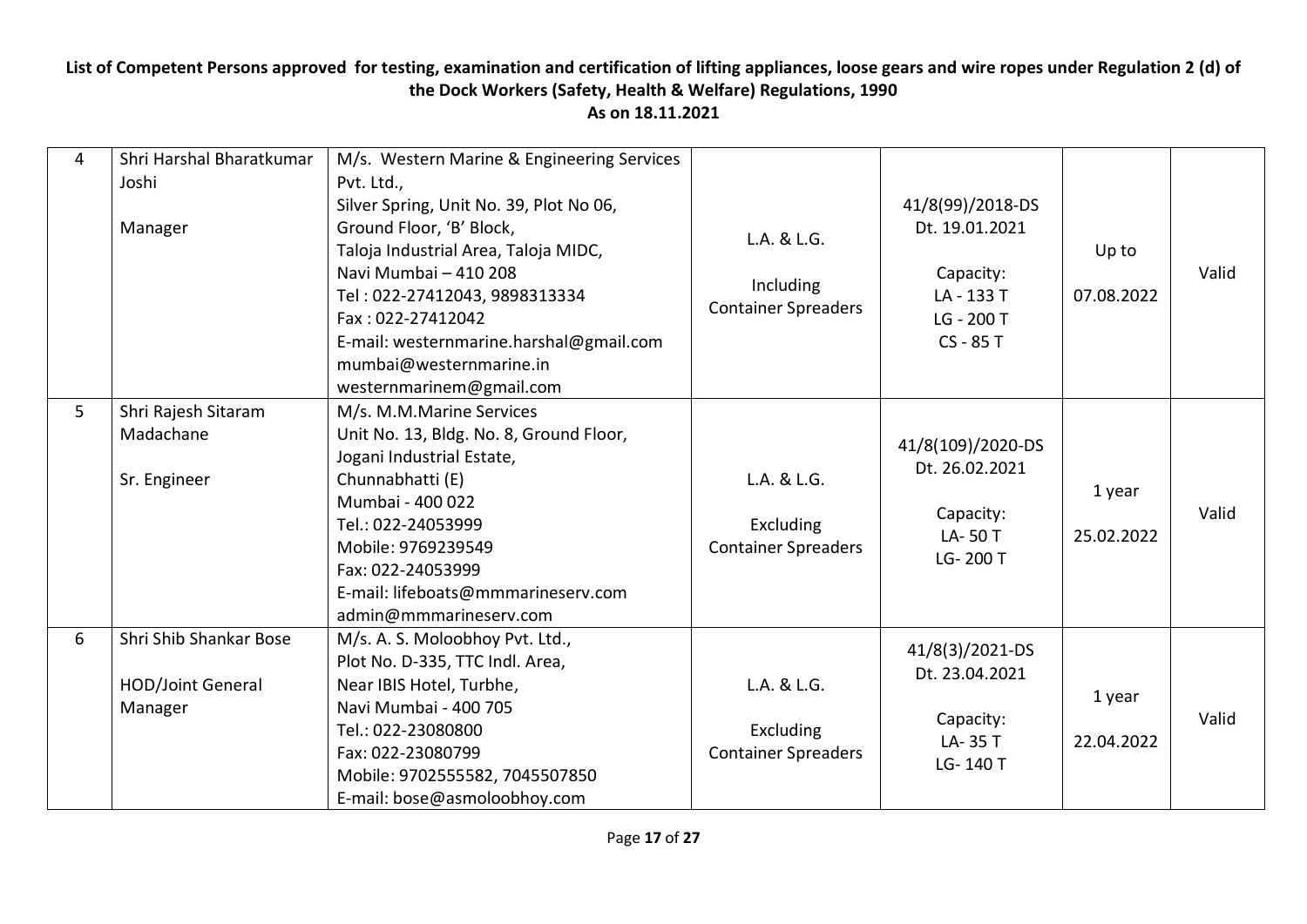**List of Competent Persons approved for testing, examination and certification of lifting appliances, loose gears and wire ropes under Regulation 2 (d) of the Dock Workers (Safety, Health & Welfare) Regulations, 1990**
**As on 18.11.2021**

| | | | | | | |
|---|---|---|---|---|---|---|
| 4 | Shri Harshal Bharatkumar Joshi<br><br>Manager | M/s. Western Marine & Engineering Services Pvt. Ltd.,<br>Silver Spring, Unit No. 39, Plot No 06,<br>Ground Floor, 'B' Block,<br>Taloja Industrial Area, Taloja MIDC,<br>Navi Mumbai – 410 208<br>Tel : 022-27412043, 9898313334<br>Fax : 022-27412042<br>E-mail: westernmarine.harshal@gmail.com<br>mumbai@westernmarine.in<br>westernmarinem@gmail.com | L.A. & L.G.<br><br>Including<br>Container Spreaders | 41/8(99)/2018-DS<br>Dt. 19.01.2021<br><br>Capacity:<br>LA - 133 T<br>LG - 200 T<br>CS - 85 T | Up to<br><br>07.08.2022 | Valid |
| 5 | Shri Rajesh Sitaram Madachane<br><br>Sr. Engineer | M/s. M.M.Marine Services<br>Unit No. 13, Bldg. No. 8, Ground Floor,<br>Jogani Industrial Estate,<br>Chunnabhatti (E)<br>Mumbai - 400 022<br>Tel.: 022-24053999<br>Mobile: 9769239549<br>Fax: 022-24053999<br>E-mail: lifeboats@mmmarineserv.com<br>admin@mmmarineserv.com | L.A. & L.G.<br><br>Excluding<br>Container Spreaders | 41/8(109)/2020-DS<br>Dt. 26.02.2021<br><br>Capacity:<br>LA- 50 T<br>LG- 200 T | 1 year<br><br>25.02.2022 | Valid |
| 6 | Shri Shib Shankar Bose<br><br>HOD/Joint General Manager | M/s. A. S. Moloobhoy Pvt. Ltd.,<br>Plot No. D-335, TTC Indl. Area,<br>Near IBIS Hotel, Turbhe,<br>Navi Mumbai - 400 705<br>Tel.: 022-23080800<br>Fax: 022-23080799<br>Mobile: 9702555582, 7045507850<br>E-mail: bose@asmoloobhoy.com | L.A. & L.G.<br><br>Excluding<br>Container Spreaders | 41/8(3)/2021-DS<br>Dt. 23.04.2021<br><br>Capacity:<br>LA- 35 T<br>LG- 140 T | 1 year<br><br>22.04.2022 | Valid |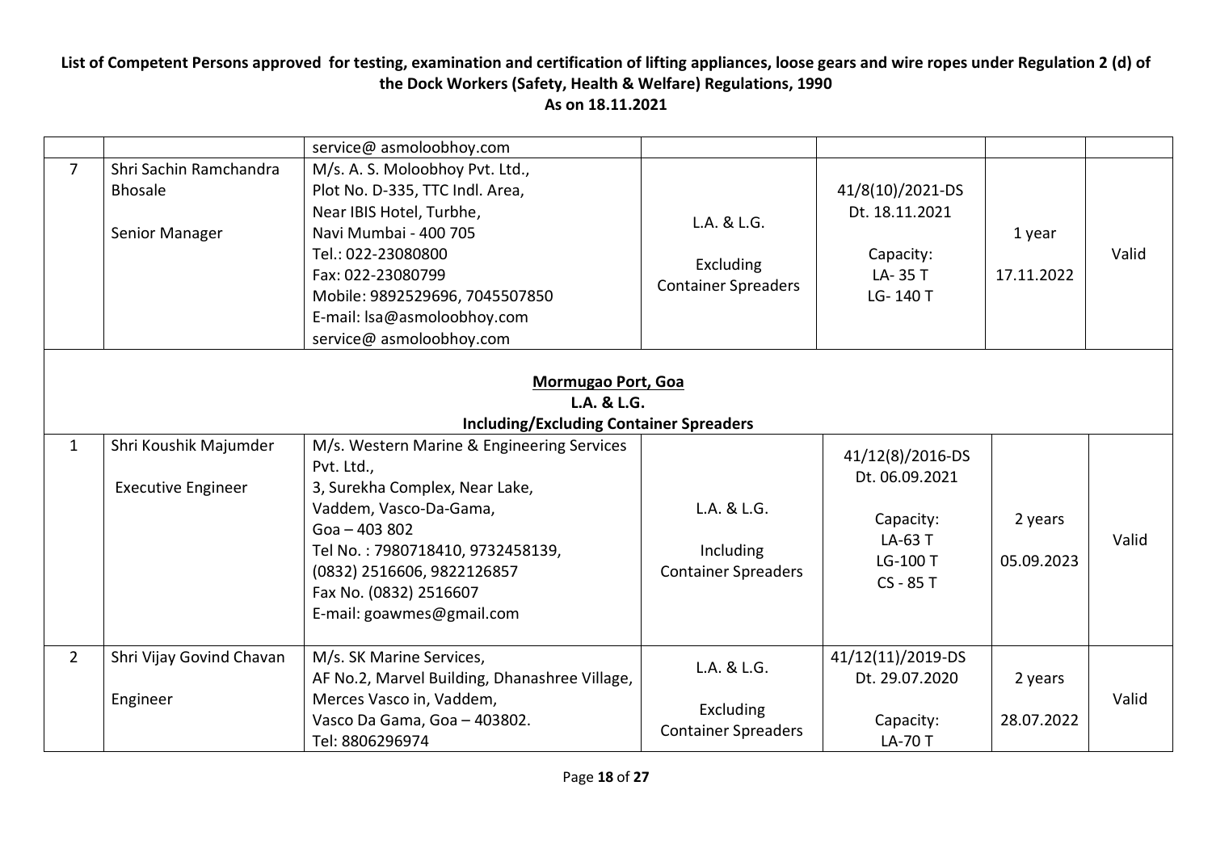# List of Competent Persons approved for testing, examination and certification of lifting appliances, loose gears and wire ropes under Regulation 2 (d) of the Dock Workers (Safety, Health & Welfare) Regulations, 1990

**As on 18.11.2021**

| | | | | | | |
|---|---|---|---|---|---|---|
| | | service@ asmoloobhoy.com | | | | |
| 7 | Shri Sachin Ramchandra Bhosale<br><br>Senior Manager | M/s. A. S. Moloobhoy Pvt. Ltd.,<br>Plot No. D-335, TTC Indl. Area,<br>Near IBIS Hotel, Turbhe,<br>Navi Mumbai - 400 705<br>Tel.: 022-23080800<br>Fax: 022-23080799<br>Mobile: 9892529696, 7045507850<br>E-mail: lsa@asmoloobhoy.com<br>service@ asmoloobhoy.com | L.A. & L.G.<br><br>Excluding Container Spreaders | 41/8(10)/2021-DS<br>Dt. 18.11.2021<br><br>Capacity:<br>LA- 35 T<br>LG- 140 T | 1 year<br><br>17.11.2022 | Valid |
| **Mormugao Port, Goa**<br>**L.A. & L.G.**<br>**Including/Excluding Container Spreaders** | | | | | | |
| 1 | Shri Koushik Majumder<br><br>Executive Engineer | M/s. Western Marine & Engineering Services Pvt. Ltd.,<br>3, Surekha Complex, Near Lake,<br>Vaddem, Vasco-Da-Gama,<br>Goa – 403 802<br>Tel No. : 7980718410, 9732458139,<br>(0832) 2516606, 9822126857<br>Fax No. (0832) 2516607<br>E-mail: goawmes@gmail.com | L.A. & L.G.<br><br>Including Container Spreaders | 41/12(8)/2016-DS<br>Dt. 06.09.2021<br><br>Capacity:<br>LA-63 T<br>LG-100 T<br>CS - 85 T | 2 years<br><br>05.09.2023 | Valid |
| 2 | Shri Vijay Govind Chavan<br><br>Engineer | M/s. SK Marine Services,<br>AF No.2, Marvel Building, Dhanashree Village,<br>Merces Vasco in, Vaddem,<br>Vasco Da Gama, Goa – 403802.<br>Tel: 8806296974 | L.A. & L.G.<br><br>Excluding Container Spreaders | 41/12(11)/2019-DS<br>Dt. 29.07.2020<br><br>Capacity:<br>LA-70 T | 2 years<br><br>28.07.2022 | Valid |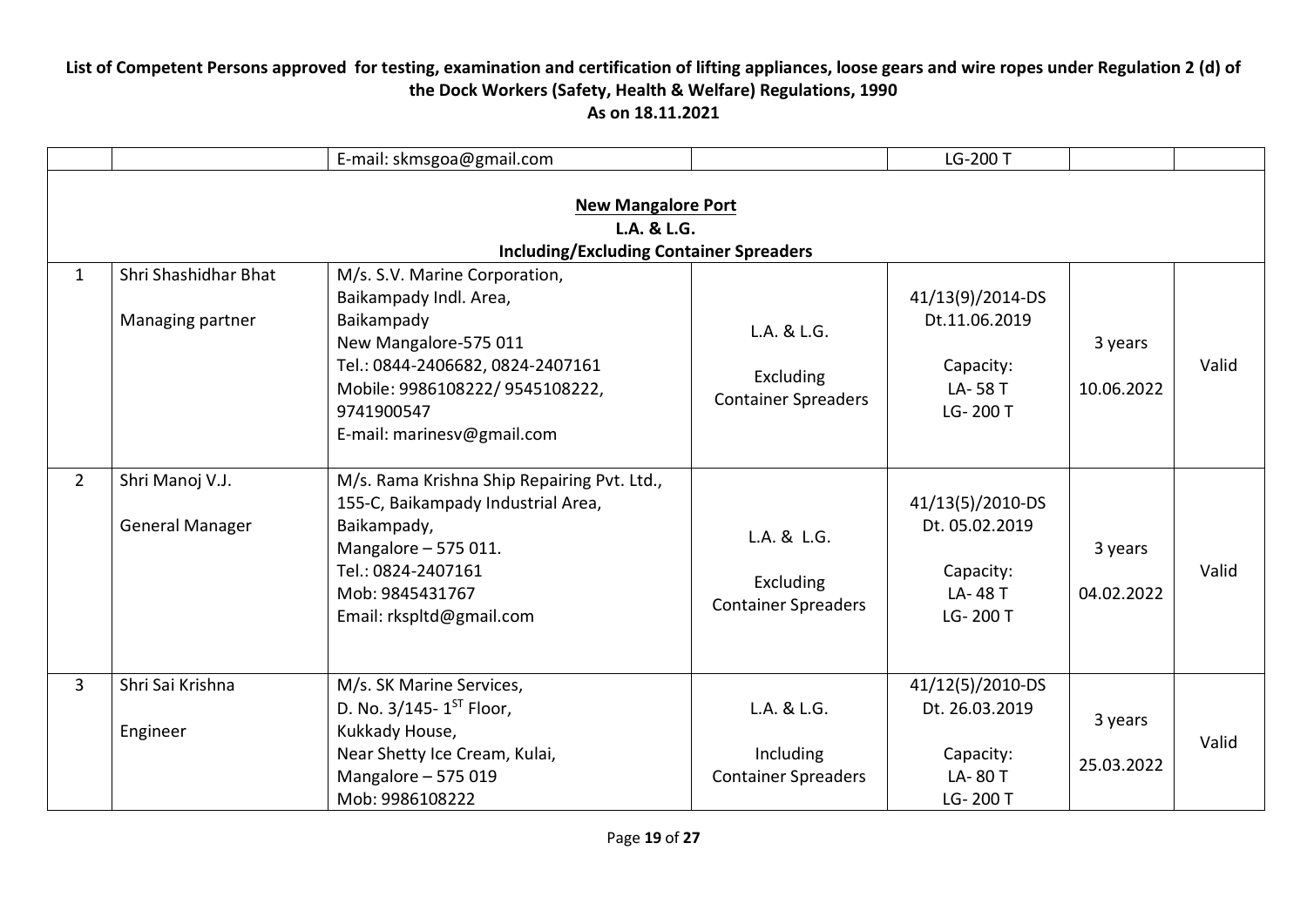**List of Competent Persons approved for testing, examination and certification of lifting appliances, loose gears and wire ropes under Regulation 2 (d) of the Dock Workers (Safety, Health & Welfare) Regulations, 1990**
**As on 18.11.2021**

| | | | | | | |
|---|---|---|---|---|---|---|
| | | E-mail: skmsgoa@gmail.com | | LG-200 T | | |
| **New Mangalore Port**<br>**L.A. & L.G.**<br>**Including/Excluding Container Spreaders** | | | | | | |
| 1 | Shri Shashidhar Bhat<br><br>Managing partner | M/s. S.V. Marine Corporation,<br>Baikampady Indl. Area,<br>Baikampady<br>New Mangalore-575 011<br>Tel.: 0844-2406682, 0824-2407161<br>Mobile: 9986108222/ 9545108222, 9741900547<br>E-mail: marinesv@gmail.com | L.A. & L.G.<br><br>Excluding Container Spreaders | 41/13(9)/2014-DS<br>Dt.11.06.2019<br><br>Capacity:<br>LA- 58 T<br>LG- 200 T | 3 years<br><br>10.06.2022 | Valid |
| 2 | Shri Manoj V.J.<br><br>General Manager | M/s. Rama Krishna Ship Repairing Pvt. Ltd.,<br>155-C, Baikampady Industrial Area,<br>Baikampady,<br>Mangalore – 575 011.<br>Tel.: 0824-2407161<br>Mob: 9845431767<br>Email: rkspltd@gmail.com | L.A. & L.G.<br><br>Excluding Container Spreaders | 41/13(5)/2010-DS<br>Dt. 05.02.2019<br><br>Capacity:<br>LA- 48 T<br>LG- 200 T | 3 years<br><br>04.02.2022 | Valid |
| 3 | Shri Sai Krishna<br><br>Engineer | M/s. SK Marine Services,<br>D. No. 3/145- 1ST Floor,<br>Kukkady House,<br>Near Shetty Ice Cream, Kulai,<br>Mangalore – 575 019<br>Mob: 9986108222 | L.A. & L.G.<br><br>Including Container Spreaders | 41/12(5)/2010-DS<br>Dt. 26.03.2019<br><br>Capacity:<br>LA- 80 T<br>LG- 200 T | 3 years<br><br>25.03.2022 | Valid |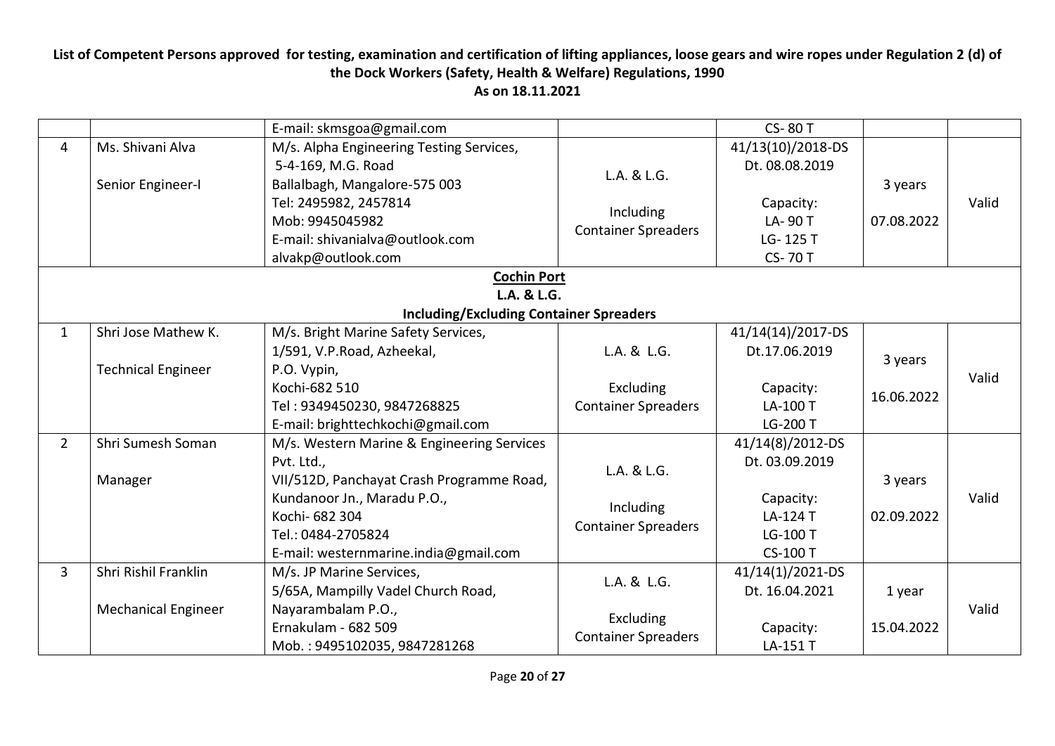**List of Competent Persons approved for testing, examination and certification of lifting appliances, loose gears and wire ropes under Regulation 2 (d) of the Dock Workers (Safety, Health & Welfare) Regulations, 1990**
**As on 18.11.2021**

| | | | | | | |
|---|---|---|---|---|---|---|
| | | E-mail: skmsgoa@gmail.com | | CS- 80 T | | |
| 4 | Ms. Shivani Alva<br><br>Senior Engineer-I | M/s. Alpha Engineering Testing Services,<br>5-4-169, M.G. Road<br>Ballalbagh, Mangalore-575 003<br>Tel: 2495982, 2457814<br>Mob: 9945045982<br>E-mail: shivanialva@outlook.com<br>alvakp@outlook.com | L.A. & L.G.<br><br>Including<br>Container Spreaders | 41/13(10)/2018-DS<br>Dt. 08.08.2019<br><br>Capacity:<br>LA- 90 T<br>LG- 125 T<br>CS- 70 T | 3 years<br><br>07.08.2022 | Valid |
| **Cochin Port**<br>**L.A. & L.G.**<br>**Including/Excluding Container Spreaders** | | | | | | |
| 1 | Shri Jose Mathew K.<br><br>Technical Engineer | M/s. Bright Marine Safety Services,<br>1/591, V.P.Road, Azheekal,<br>P.O. Vypin,<br>Kochi-682 510<br>Tel : 9349450230, 9847268825<br>E-mail: brighttechkochi@gmail.com | L.A. & L.G.<br><br>Excluding<br>Container Spreaders | 41/14(14)/2017-DS<br>Dt.17.06.2019<br><br>Capacity:<br>LA-100 T<br>LG-200 T | 3 years<br><br>16.06.2022 | Valid |
| 2 | Shri Sumesh Soman<br><br>Manager | M/s. Western Marine & Engineering Services Pvt. Ltd.,<br>VII/512D, Panchayat Crash Programme Road,<br>Kundanoor Jn., Maradu P.O.,<br>Kochi- 682 304<br>Tel.: 0484-2705824<br>E-mail: westernmarine.india@gmail.com | L.A. & L.G.<br><br>Including<br>Container Spreaders | 41/14(8)/2012-DS<br>Dt. 03.09.2019<br><br>Capacity:<br>LA-124 T<br>LG-100 T<br>CS-100 T | 3 years<br><br>02.09.2022 | Valid |
| 3 | Shri Rishil Franklin<br><br>Mechanical Engineer | M/s. JP Marine Services,<br>5/65A, Mampilly Vadel Church Road,<br>Nayarambalam P.O.,<br>Ernakulam - 682 509<br>Mob. : 9495102035, 9847281268 | L.A. & L.G.<br><br>Excluding<br>Container Spreaders | 41/14(1)/2021-DS<br>Dt. 16.04.2021<br><br>Capacity:<br>LA-151 T | 1 year<br><br>15.04.2022 | Valid |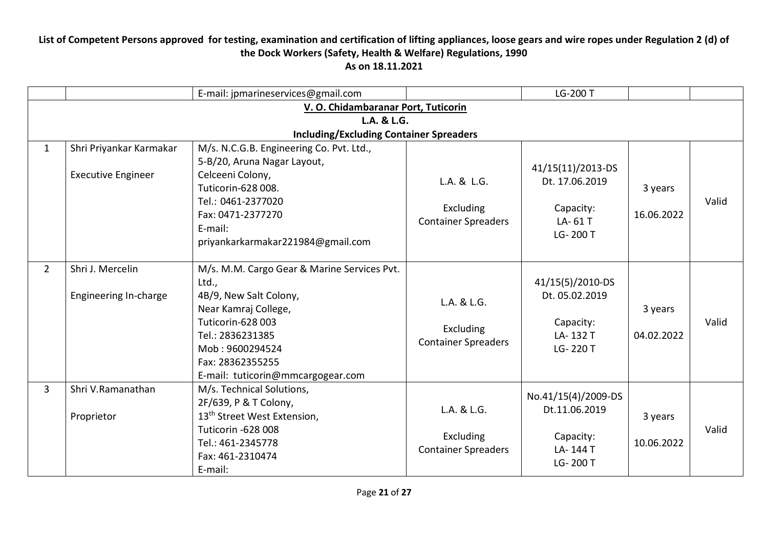**List of Competent Persons approved for testing, examination and certification of lifting appliances, loose gears and wire ropes under Regulation 2 (d) of the Dock Workers (Safety, Health & Welfare) Regulations, 1990**

**As on 18.11.2021**

| | | | | | | |
|---|---|---|---|---|---|---|
| | | E-mail: jpmarineservices@gmail.com | | LG-200 T | | |
| **V. O. Chidambaranar Port, Tuticorin**<br>**L.A. & L.G.**<br>**Including/Excluding Container Spreaders** | | | | | | |
| 1 | Shri Priyankar Karmakar<br><br>Executive Engineer | M/s. N.C.G.B. Engineering Co. Pvt. Ltd.,<br>5-B/20, Aruna Nagar Layout,<br>Celceeni Colony,<br>Tuticorin-628 008.<br>Tel.: 0461-2377020<br>Fax: 0471-2377270<br>E-mail:<br>priyankarkarmakar221984@gmail.com | L.A. & L.G.<br><br>Excluding<br>Container Spreaders | 41/15(11)/2013-DS<br>Dt. 17.06.2019<br><br>Capacity:<br>LA- 61 T<br>LG- 200 T | 3 years<br><br>16.06.2022 | Valid |
| 2 | Shri J. Mercelin<br><br>Engineering In-charge | M/s. M.M. Cargo Gear & Marine Services Pvt. Ltd.,<br>4B/9, New Salt Colony,<br>Near Kamraj College,<br>Tuticorin-628 003<br>Tel.: 2836231385<br>Mob : 9600294524<br>Fax: 28362355255<br>E-mail: tuticorin@mmcargogear.com | L.A. & L.G.<br><br>Excluding<br>Container Spreaders | 41/15(5)/2010-DS<br>Dt. 05.02.2019<br><br>Capacity:<br>LA- 132 T<br>LG- 220 T | 3 years<br><br>04.02.2022 | Valid |
| 3 | Shri V.Ramanathan<br><br>Proprietor | M/s. Technical Solutions,<br>2F/639, P & T Colony,<br>13th Street West Extension,<br>Tuticorin -628 008<br>Tel.: 461-2345778<br>Fax: 461-2310474<br>E-mail: | L.A. & L.G.<br><br>Excluding<br>Container Spreaders | No.41/15(4)/2009-DS<br>Dt.11.06.2019<br><br>Capacity:<br>LA- 144 T<br>LG- 200 T | 3 years<br><br>10.06.2022 | Valid |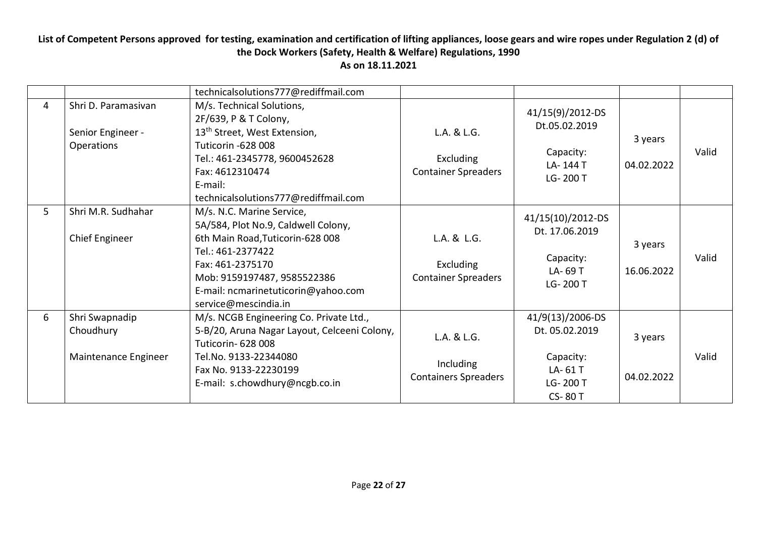**List of Competent Persons approved for testing, examination and certification of lifting appliances, loose gears and wire ropes under Regulation 2 (d) of the Dock Workers (Safety, Health & Welfare) Regulations, 1990**
**As on 18.11.2021**

| | | | | | | |
|---|---|---|---|---|---|---|
| | | technicalsolutions777@rediffmail.com | | | | |
| 4 | Shri D. Paramasivan<br><br>Senior Engineer - Operations | M/s. Technical Solutions,<br>2F/639, P & T Colony,<br>13th Street, West Extension,<br>Tuticorin -628 008<br>Tel.: 461-2345778, 9600452628<br>Fax: 4612310474<br>E-mail:<br>technicalsolutions777@rediffmail.com | L.A. & L.G.<br><br>Excluding Container Spreaders | 41/15(9)/2012-DS Dt.05.02.2019<br><br>Capacity:<br>LA- 144 T<br>LG- 200 T | 3 years<br><br>04.02.2022 | Valid |
| 5 | Shri M.R. Sudhahar<br><br>Chief Engineer | M/s. N.C. Marine Service,<br>5A/584, Plot No.9, Caldwell Colony,<br>6th Main Road,Tuticorin-628 008<br>Tel.: 461-2377422<br>Fax: 461-2375170<br>Mob: 9159197487, 9585522386<br>E-mail: ncmarinetuticorin@yahoo.com<br>service@mescindia.in | L.A. & L.G.<br><br>Excluding Container Spreaders | 41/15(10)/2012-DS Dt. 17.06.2019<br><br>Capacity:<br>LA- 69 T<br>LG- 200 T | 3 years<br><br>16.06.2022 | Valid |
| 6 | Shri Swapnadip Choudhury<br><br>Maintenance Engineer | M/s. NCGB Engineering Co. Private Ltd.,<br>5-B/20, Aruna Nagar Layout, Celceeni Colony,<br>Tuticorin- 628 008<br>Tel.No. 9133-22344080<br>Fax No. 9133-22230199<br>E-mail: s.chowdhury@ncgb.co.in | L.A. & L.G.<br><br>Including Containers Spreaders | 41/9(13)/2006-DS Dt. 05.02.2019<br><br>Capacity:<br>LA- 61 T<br>LG- 200 T<br>CS- 80 T | 3 years<br><br>04.02.2022 | Valid |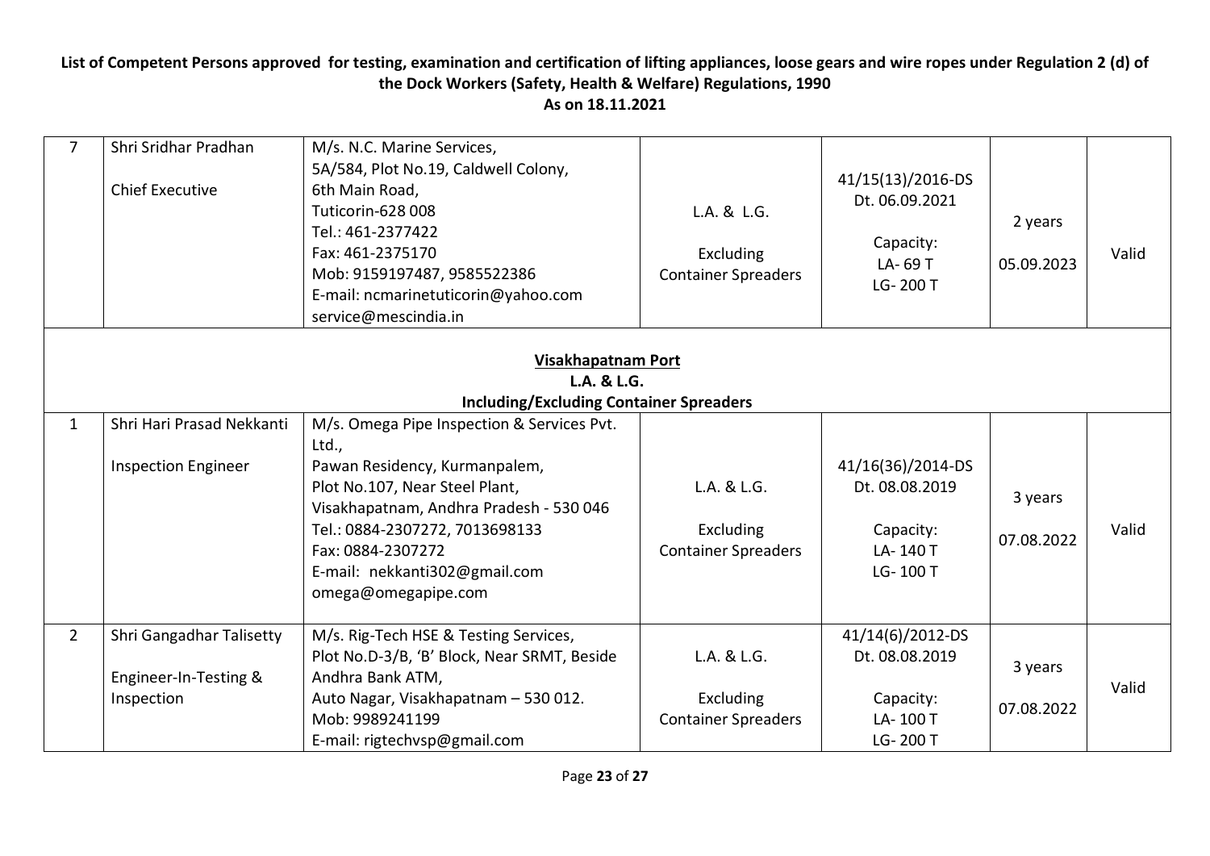## List of Competent Persons approved for testing, examination and certification of lifting appliances, loose gears and wire ropes under Regulation 2 (d) of the Dock Workers (Safety, Health & Welfare) Regulations, 1990
### As on 18.11.2021

| | | | | | | |
|---|---|---|---|---|---|---|
| 7 | Shri Sridhar Pradhan<br><br>Chief Executive | M/s. N.C. Marine Services,<br>5A/584, Plot No.19, Caldwell Colony,<br>6th Main Road,<br>Tuticorin-628 008<br>Tel.: 461-2377422<br>Fax: 461-2375170<br>Mob: 9159197487, 9585522386<br>E-mail: ncmarinetuticorin@yahoo.com<br>service@mescindia.in | L.A. & L.G.<br><br>Excluding Container Spreaders | 41/15(13)/2016-DS<br>Dt. 06.09.2021<br><br>Capacity:<br>LA- 69 T<br>LG- 200 T | 2 years<br><br>05.09.2023 | Valid |
| **Visakhapatnam Port**<br>**L.A. & L.G.**<br>**Including/Excluding Container Spreaders** | | | | | | |
| 1 | Shri Hari Prasad Nekkanti<br><br>Inspection Engineer | M/s. Omega Pipe Inspection & Services Pvt. Ltd.,<br>Pawan Residency, Kurmanpalem,<br>Plot No.107, Near Steel Plant,<br>Visakhapatnam, Andhra Pradesh - 530 046<br>Tel.: 0884-2307272, 7013698133<br>Fax: 0884-2307272<br>E-mail: nekkanti302@gmail.com<br>omega@omegapipe.com | L.A. & L.G.<br><br>Excluding Container Spreaders | 41/16(36)/2014-DS<br>Dt. 08.08.2019<br><br>Capacity:<br>LA- 140 T<br>LG- 100 T | 3 years<br><br>07.08.2022 | Valid |
| 2 | Shri Gangadhar Talisetty<br><br>Engineer-In-Testing & Inspection | M/s. Rig-Tech HSE & Testing Services,<br>Plot No.D-3/B, 'B' Block, Near SRMT, Beside Andhra Bank ATM,<br>Auto Nagar, Visakhapatnam – 530 012.<br>Mob: 9989241199<br>E-mail: rigtechvsp@gmail.com | L.A. & L.G.<br><br>Excluding Container Spreaders | 41/14(6)/2012-DS<br>Dt. 08.08.2019<br><br>Capacity:<br>LA- 100 T<br>LG- 200 T | 3 years<br><br>07.08.2022 | Valid |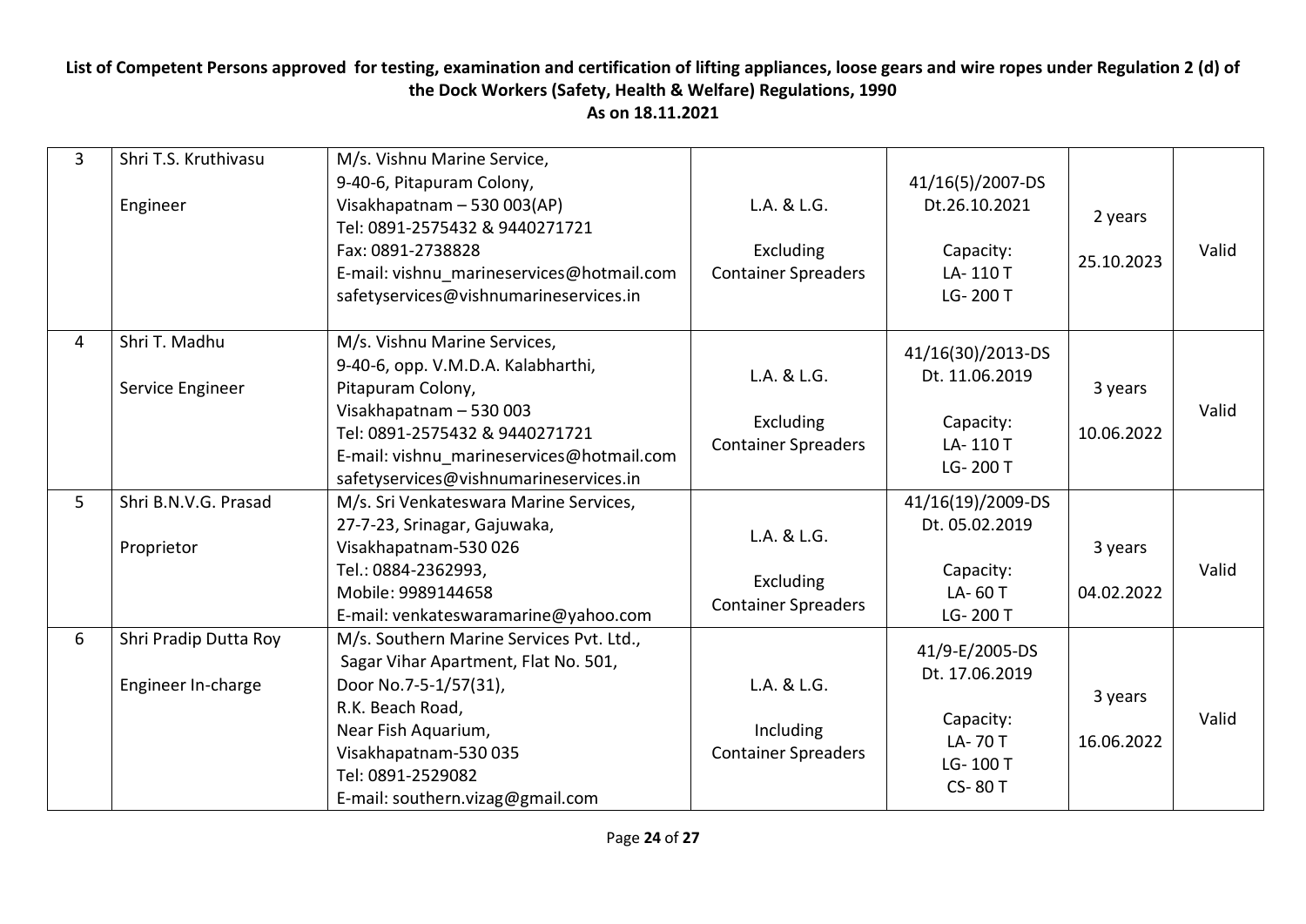**List of Competent Persons approved for testing, examination and certification of lifting appliances, loose gears and wire ropes under Regulation 2 (d) of the Dock Workers (Safety, Health & Welfare) Regulations, 1990**
**As on 18.11.2021**

| | | | | | | |
|---|---|---|---|---|---|---|
| 3 | Shri T.S. Kruthivasu<br><br>Engineer | M/s. Vishnu Marine Service,<br>9-40-6, Pitapuram Colony,<br>Visakhapatnam – 530 003(AP)<br>Tel: 0891-2575432 & 9440271721<br>Fax: 0891-2738828<br>E-mail: vishnu_marineservices@hotmail.com<br>safetyservices@vishnumarineservices.in | L.A. & L.G.<br><br>Excluding<br>Container Spreaders | 41/16(5)/2007-DS<br>Dt.26.10.2021<br><br>Capacity:<br>LA- 110 T<br>LG- 200 T | 2 years<br><br>25.10.2023 | Valid |
| 4 | Shri T. Madhu<br><br>Service Engineer | M/s. Vishnu Marine Services,<br>9-40-6, opp. V.M.D.A. Kalabharthi,<br>Pitapuram Colony,<br>Visakhapatnam – 530 003<br>Tel: 0891-2575432 & 9440271721<br>E-mail: vishnu_marineservices@hotmail.com<br>safetyservices@vishnumarineservices.in | L.A. & L.G.<br><br>Excluding<br>Container Spreaders | 41/16(30)/2013-DS<br>Dt. 11.06.2019<br><br>Capacity:<br>LA- 110 T<br>LG- 200 T | 3 years<br><br>10.06.2022 | Valid |
| 5 | Shri B.N.V.G. Prasad<br><br>Proprietor | M/s. Sri Venkateswara Marine Services,<br>27-7-23, Srinagar, Gajuwaka,<br>Visakhapatnam-530 026<br>Tel.: 0884-2362993,<br>Mobile: 9989144658<br>E-mail: venkateswaramarine@yahoo.com | L.A. & L.G.<br><br>Excluding<br>Container Spreaders | 41/16(19)/2009-DS<br>Dt. 05.02.2019<br><br>Capacity:<br>LA- 60 T<br>LG- 200 T | 3 years<br><br>04.02.2022 | Valid |
| 6 | Shri Pradip Dutta Roy<br><br>Engineer In-charge | M/s. Southern Marine Services Pvt. Ltd.,<br>Sagar Vihar Apartment, Flat No. 501,<br>Door No.7-5-1/57(31),<br>R.K. Beach Road,<br>Near Fish Aquarium,<br>Visakhapatnam-530 035<br>Tel: 0891-2529082<br>E-mail: southern.vizag@gmail.com | L.A. & L.G.<br><br>Including<br>Container Spreaders | 41/9-E/2005-DS<br>Dt. 17.06.2019<br><br>Capacity:<br>LA- 70 T<br>LG- 100 T<br>CS- 80 T | 3 years<br><br>16.06.2022 | Valid |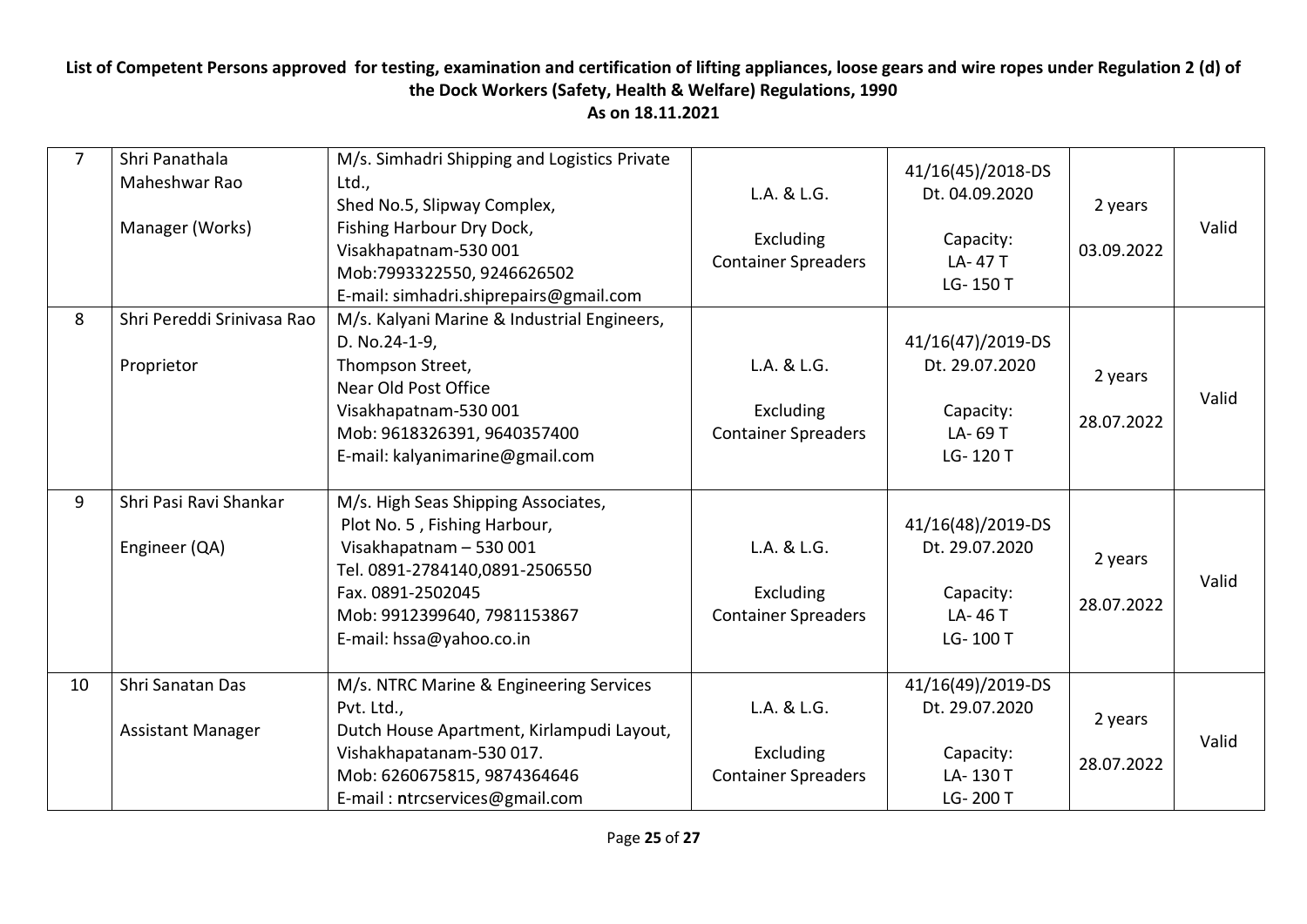**List of Competent Persons approved for testing, examination and certification of lifting appliances, loose gears and wire ropes under Regulation 2 (d) of the Dock Workers (Safety, Health & Welfare) Regulations, 1990**

**As on 18.11.2021**

| | | | | | | |
|---|---|---|---|---|---|---|
| 7 | Shri Panathala Maheshwar Rao<br><br>Manager (Works) | M/s. Simhadri Shipping and Logistics Private Ltd.,<br>Shed No.5, Slipway Complex,<br>Fishing Harbour Dry Dock,<br>Visakhapatnam-530 001<br>Mob:7993322550, 9246626502<br>E-mail: simhadri.shiprepairs@gmail.com | L.A. & L.G.<br><br>Excluding Container Spreaders | 41/16(45)/2018-DS<br>Dt. 04.09.2020<br><br>Capacity:<br>LA- 47 T<br>LG- 150 T | 2 years<br><br>03.09.2022 | Valid |
| 8 | Shri Pereddi Srinivasa Rao<br><br>Proprietor | M/s. Kalyani Marine & Industrial Engineers,<br>D. No.24-1-9,<br>Thompson Street,<br>Near Old Post Office<br>Visakhapatnam-530 001<br>Mob: 9618326391, 9640357400<br>E-mail: kalyanimarine@gmail.com | L.A. & L.G.<br><br>Excluding Container Spreaders | 41/16(47)/2019-DS<br>Dt. 29.07.2020<br><br>Capacity:<br>LA- 69 T<br>LG- 120 T | 2 years<br><br>28.07.2022 | Valid |
| 9 | Shri Pasi Ravi Shankar<br><br>Engineer (QA) | M/s. High Seas Shipping Associates,<br>Plot No. 5 , Fishing Harbour,<br>Visakhapatnam – 530 001<br>Tel. 0891-2784140,0891-2506550<br>Fax. 0891-2502045<br>Mob: 9912399640, 7981153867<br>E-mail: hssa@yahoo.co.in | L.A. & L.G.<br><br>Excluding Container Spreaders | 41/16(48)/2019-DS<br>Dt. 29.07.2020<br><br>Capacity:<br>LA- 46 T<br>LG- 100 T | 2 years<br><br>28.07.2022 | Valid |
| 10 | Shri Sanatan Das<br><br>Assistant Manager | M/s. NTRC Marine & Engineering Services Pvt. Ltd.,<br>Dutch House Apartment, Kirlampudi Layout,<br>Vishakhapatanam-530 017.<br>Mob: 6260675815, 9874364646<br>E-mail : ntrcservices@gmail.com | L.A. & L.G.<br><br>Excluding Container Spreaders | 41/16(49)/2019-DS<br>Dt. 29.07.2020<br><br>Capacity:<br>LA- 130 T<br>LG- 200 T | 2 years<br><br>28.07.2022 | Valid |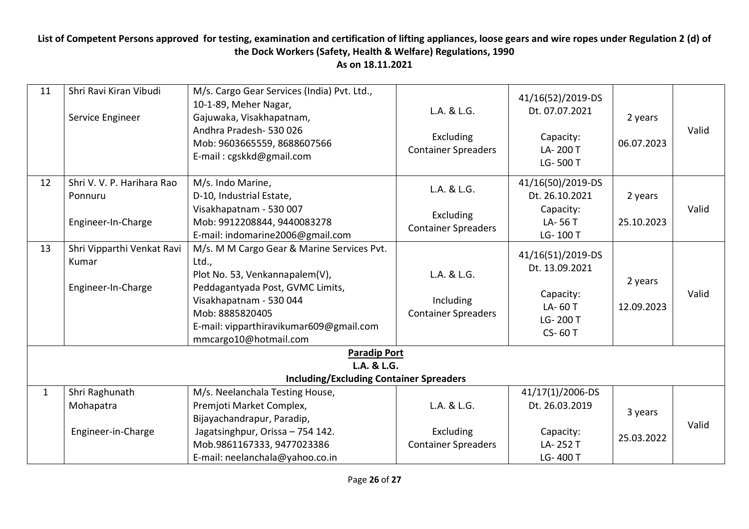**List of Competent Persons approved for testing, examination and certification of lifting appliances, loose gears and wire ropes under Regulation 2 (d) of the Dock Workers (Safety, Health & Welfare) Regulations, 1990**

**As on 18.11.2021**

| | | | | | | |
|---|---|---|---|---|---|---|
| 11 | Shri Ravi Kiran Vibudi<br><br>Service Engineer | M/s. Cargo Gear Services (India) Pvt. Ltd.,<br>10-1-89, Meher Nagar,<br>Gajuwaka, Visakhapatnam,<br>Andhra Pradesh- 530 026<br>Mob: 9603665559, 8688607566<br>E-mail : cgskkd@gmail.com | L.A. & L.G.<br><br>Excluding Container Spreaders | 41/16(52)/2019-DS<br>Dt. 07.07.2021<br><br>Capacity:<br>LA- 200 T<br>LG- 500 T | 2 years<br><br>06.07.2023 | Valid |
| 12 | Shri V. V. P. Harihara Rao Ponnuru<br><br>Engineer-In-Charge | M/s. Indo Marine,<br>D-10, Industrial Estate,<br>Visakhapatnam - 530 007<br>Mob: 9912208844, 9440083278<br>E-mail: indomarine2006@gmail.com | L.A. & L.G.<br><br>Excluding Container Spreaders | 41/16(50)/2019-DS<br>Dt. 26.10.2021<br>Capacity:<br>LA- 56 T<br>LG- 100 T | 2 years<br><br>25.10.2023 | Valid |
| 13 | Shri Vipparthi Venkat Ravi Kumar<br><br>Engineer-In-Charge | M/s. M M Cargo Gear & Marine Services Pvt. Ltd.,<br>Plot No. 53, Venkannapalem(V),<br>Peddagantyada Post, GVMC Limits,<br>Visakhapatnam - 530 044<br>Mob: 8885820405<br>E-mail: vipparthiravikumar609@gmail.com<br>mmcargo10@hotmail.com | L.A. & L.G.<br><br>Including Container Spreaders | 41/16(51)/2019-DS<br>Dt. 13.09.2021<br><br>Capacity:<br>LA- 60 T<br>LG- 200 T<br>CS- 60 T | 2 years<br><br>12.09.2023 | Valid |
| | | **Paradip Port**<br>**L.A. & L.G.**<br>**Including/Excluding Container Spreaders** | | | | |
| 1 | Shri Raghunath Mohapatra<br><br>Engineer-in-Charge | M/s. Neelanchala Testing House,<br>Premjoti Market Complex,<br>Bijayachandrapur, Paradip,<br>Jagatsinghpur, Orissa – 754 142.<br>Mob.9861167333, 9477023386<br>E-mail: neelanchala@yahoo.co.in | L.A. & L.G.<br><br>Excluding Container Spreaders | 41/17(1)/2006-DS<br>Dt. 26.03.2019<br><br>Capacity:<br>LA- 252 T<br>LG- 400 T | 3 years<br><br>25.03.2022 | Valid |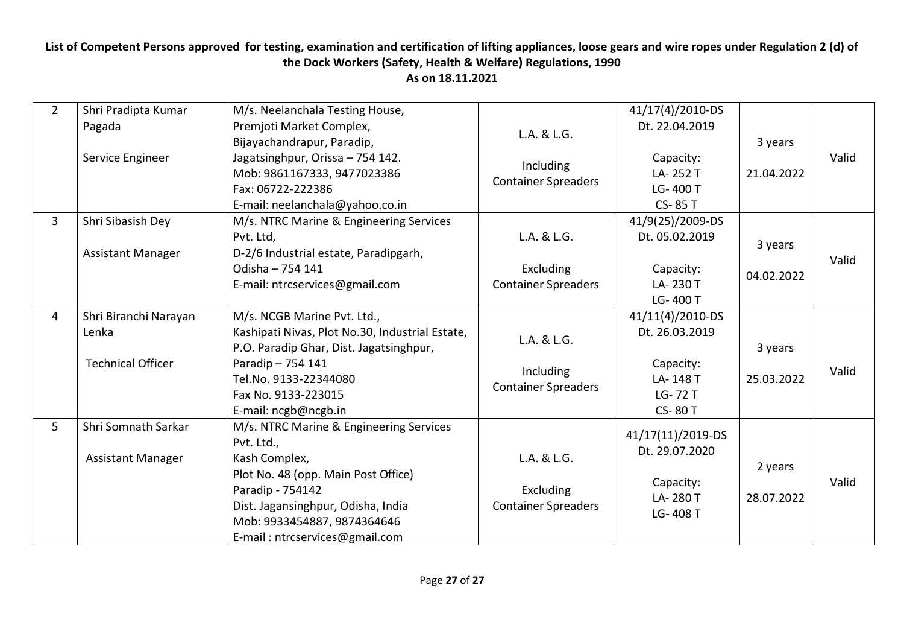**List of Competent Persons approved for testing, examination and certification of lifting appliances, loose gears and wire ropes under Regulation 2 (d) of the Dock Workers (Safety, Health & Welfare) Regulations, 1990**
**As on 18.11.2021**

| | | | | | | |
|---|---|---|---|---|---|---|
| 2 | Shri Pradipta Kumar Pagada<br><br>Service Engineer | M/s. Neelanchala Testing House,<br>Premjoti Market Complex,<br>Bijayachandrapur, Paradip,<br>Jagatsinghpur, Orissa – 754 142.<br>Mob: 9861167333, 9477023386<br>Fax: 06722-222386<br>E-mail: neelanchala@yahoo.co.in | L.A. & L.G.<br><br>Including Container Spreaders | 41/17(4)/2010-DS<br>Dt. 22.04.2019<br><br>Capacity:<br>LA- 252 T<br>LG- 400 T<br>CS- 85 T | 3 years<br><br>21.04.2022 | Valid |
| 3 | Shri Sibasish Dey<br><br>Assistant Manager | M/s. NTRC Marine & Engineering Services Pvt. Ltd,<br>D-2/6 Industrial estate, Paradipgarh,<br>Odisha – 754 141<br>E-mail: ntrcservices@gmail.com | L.A. & L.G.<br><br>Excluding Container Spreaders | 41/9(25)/2009-DS<br>Dt. 05.02.2019<br><br>Capacity:<br>LA- 230 T<br>LG- 400 T | 3 years<br><br>04.02.2022 | Valid |
| 4 | Shri Biranchi Narayan Lenka<br><br>Technical Officer | M/s. NCGB Marine Pvt. Ltd.,<br>Kashipati Nivas, Plot No.30, Industrial Estate,<br>P.O. Paradip Ghar, Dist. Jagatsinghpur,<br>Paradip – 754 141<br>Tel.No. 9133-22344080<br>Fax No. 9133-223015<br>E-mail: ncgb@ncgb.in | L.A. & L.G.<br><br>Including Container Spreaders | 41/11(4)/2010-DS<br>Dt. 26.03.2019<br><br>Capacity:<br>LA- 148 T<br>LG- 72 T<br>CS- 80 T | 3 years<br><br>25.03.2022 | Valid |
| 5 | Shri Somnath Sarkar<br><br>Assistant Manager | M/s. NTRC Marine & Engineering Services Pvt. Ltd.,<br>Kash Complex,<br>Plot No. 48 (opp. Main Post Office)<br>Paradip - 754142<br>Dist. Jagansinghpur, Odisha, India<br>Mob: 9933454887, 9874364646<br>E-mail : ntrcservices@gmail.com | L.A. & L.G.<br><br>Excluding Container Spreaders | 41/17(11)/2019-DS<br>Dt. 29.07.2020<br><br>Capacity:<br>LA- 280 T<br>LG- 408 T | 2 years<br><br>28.07.2022 | Valid |